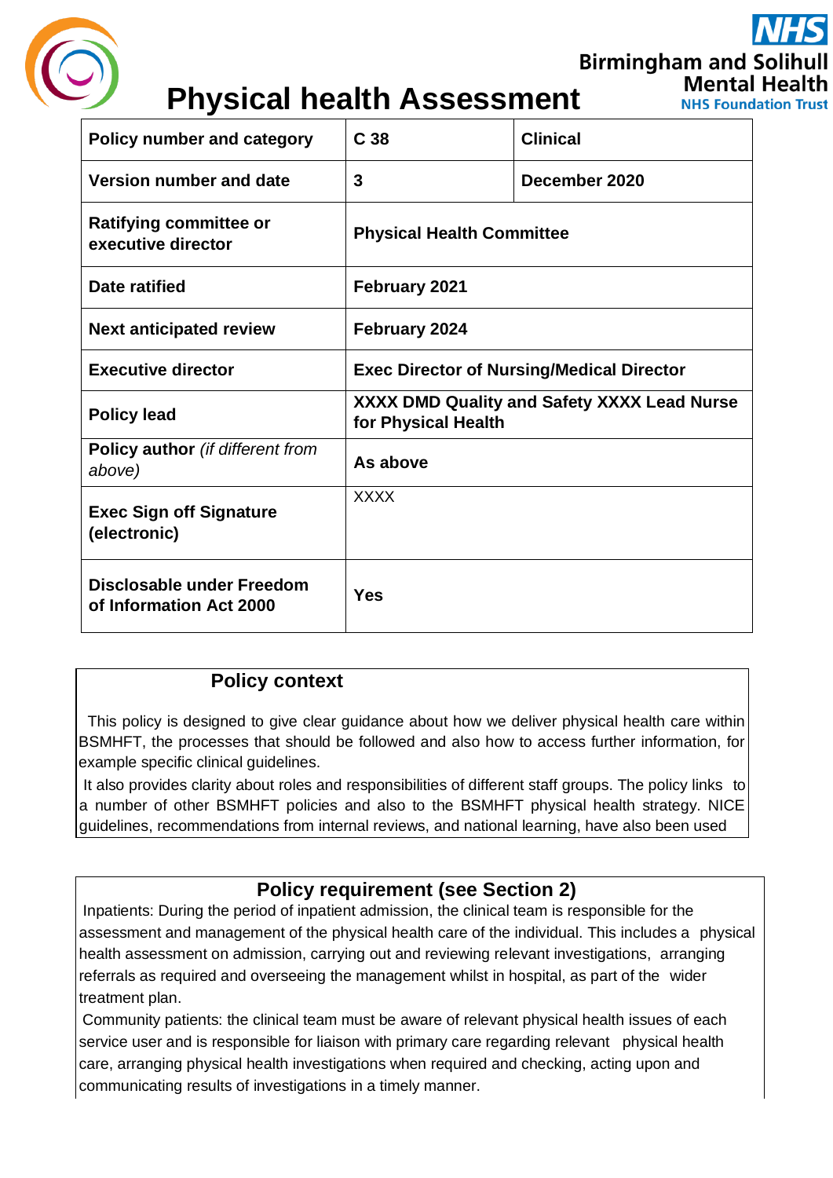# Physical health Assessment

| Policy number and category | C 38 | Clinical |
|---|---|---|
| Version number and date | 3 | December 2020 |
| Ratifying committee or executive director | Physical Health Committee | |
| Date ratified | February 2021 | |
| Next anticipated review | February 2024 | |
| Executive director | Exec Director of Nursing/Medical Director | |
| Policy lead | XXXX DMD Quality and Safety XXXX Lead Nurse for Physical Health | |
| **Policy author** *(if different from above)* | As above | |
| Exec Sign off Signature (electronic) | XXXX | |
| Disclosable under Freedom of Information Act 2000 | Yes | |

## Policy context

This policy is designed to give clear guidance about how we deliver physical health care within BSMHFT, the processes that should be followed and also how to access further information, for example specific clinical guidelines.

It also provides clarity about roles and responsibilities of different staff groups. The policy links to a number of other BSMHFT policies and also to the BSMHFT physical health strategy. NICE guidelines, recommendations from internal reviews, and national learning, have also been used

## Policy requirement (see Section 2)

Inpatients: During the period of inpatient admission, the clinical team is responsible for the assessment and management of the physical health care of the individual. This includes a physical health assessment on admission, carrying out and reviewing relevant investigations, arranging referrals as required and overseeing the management whilst in hospital, as part of the wider treatment plan.

Community patients: the clinical team must be aware of relevant physical health issues of each service user and is responsible for liaison with primary care regarding relevant physical health care, arranging physical health investigations when required and checking, acting upon and communicating results of investigations in a timely manner.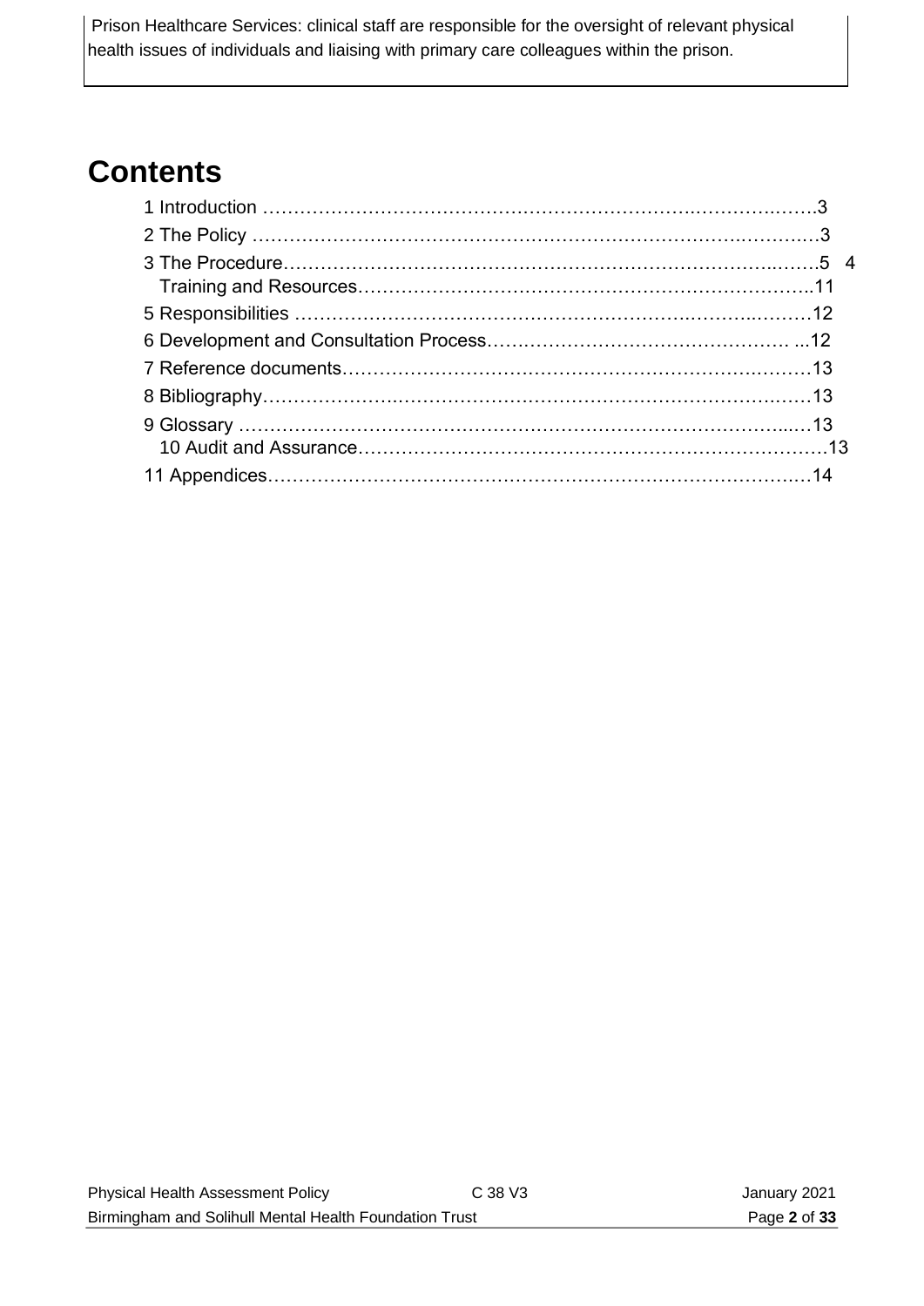Prison Healthcare Services: clinical staff are responsible for the oversight of relevant physical health issues of individuals and liaising with primary care colleagues within the prison.

# Contents

1 Introduction ……………………………………………………………………………3

2 The Policy ………………………………………………………………………………3

3 The Procedure……………………………………………………………………………5

4 Training and Resources…………………………………………………………………11

5 Responsibilities …………………………………………………………………………12

6 Development and Consultation Process……………………………………………12

7 Reference documents…………………………………………………………………13

8 Bibliography………………………………………………………………………………13

9 Glossary …………………………………………………………………………………13

10 Audit and Assurance…………………………………………………………………13

11 Appendices………………………………………………………………………………14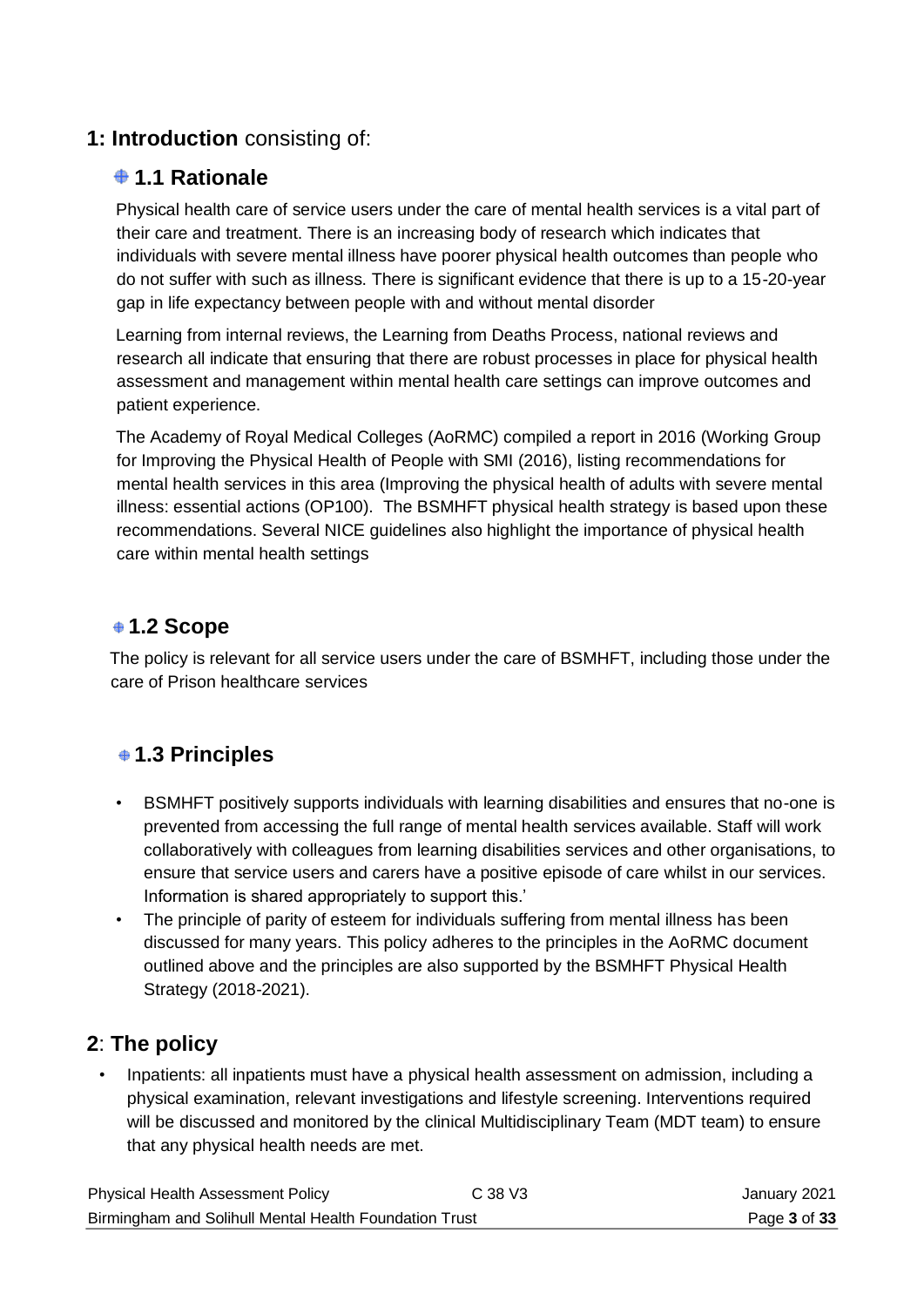## 1: **Introduction** consisting of:

### 1.1 Rationale

Physical health care of service users under the care of mental health services is a vital part of their care and treatment. There is an increasing body of research which indicates that individuals with severe mental illness have poorer physical health outcomes than people who do not suffer with such as illness. There is significant evidence that there is up to a 15-20-year gap in life expectancy between people with and without mental disorder

Learning from internal reviews, the Learning from Deaths Process, national reviews and research all indicate that ensuring that there are robust processes in place for physical health assessment and management within mental health care settings can improve outcomes and patient experience.

The Academy of Royal Medical Colleges (AoRMC) compiled a report in 2016 (Working Group for Improving the Physical Health of People with SMI (2016), listing recommendations for mental health services in this area (Improving the physical health of adults with severe mental illness: essential actions (OP100). The BSMHFT physical health strategy is based upon these recommendations. Several NICE guidelines also highlight the importance of physical health care within mental health settings

### 1.2 Scope

The policy is relevant for all service users under the care of BSMHFT, including those under the care of Prison healthcare services

### 1.3 Principles

- BSMHFT positively supports individuals with learning disabilities and ensures that no-one is prevented from accessing the full range of mental health services available. Staff will work collaboratively with colleagues from learning disabilities services and other organisations, to ensure that service users and carers have a positive episode of care whilst in our services. Information is shared appropriately to support this.'
- The principle of parity of esteem for individuals suffering from mental illness has been discussed for many years. This policy adheres to the principles in the AoRMC document outlined above and the principles are also supported by the BSMHFT Physical Health Strategy (2018-2021).

## 2: The policy

- Inpatients: all inpatients must have a physical health assessment on admission, including a physical examination, relevant investigations and lifestyle screening. Interventions required will be discussed and monitored by the clinical Multidisciplinary Team (MDT team) to ensure that any physical health needs are met.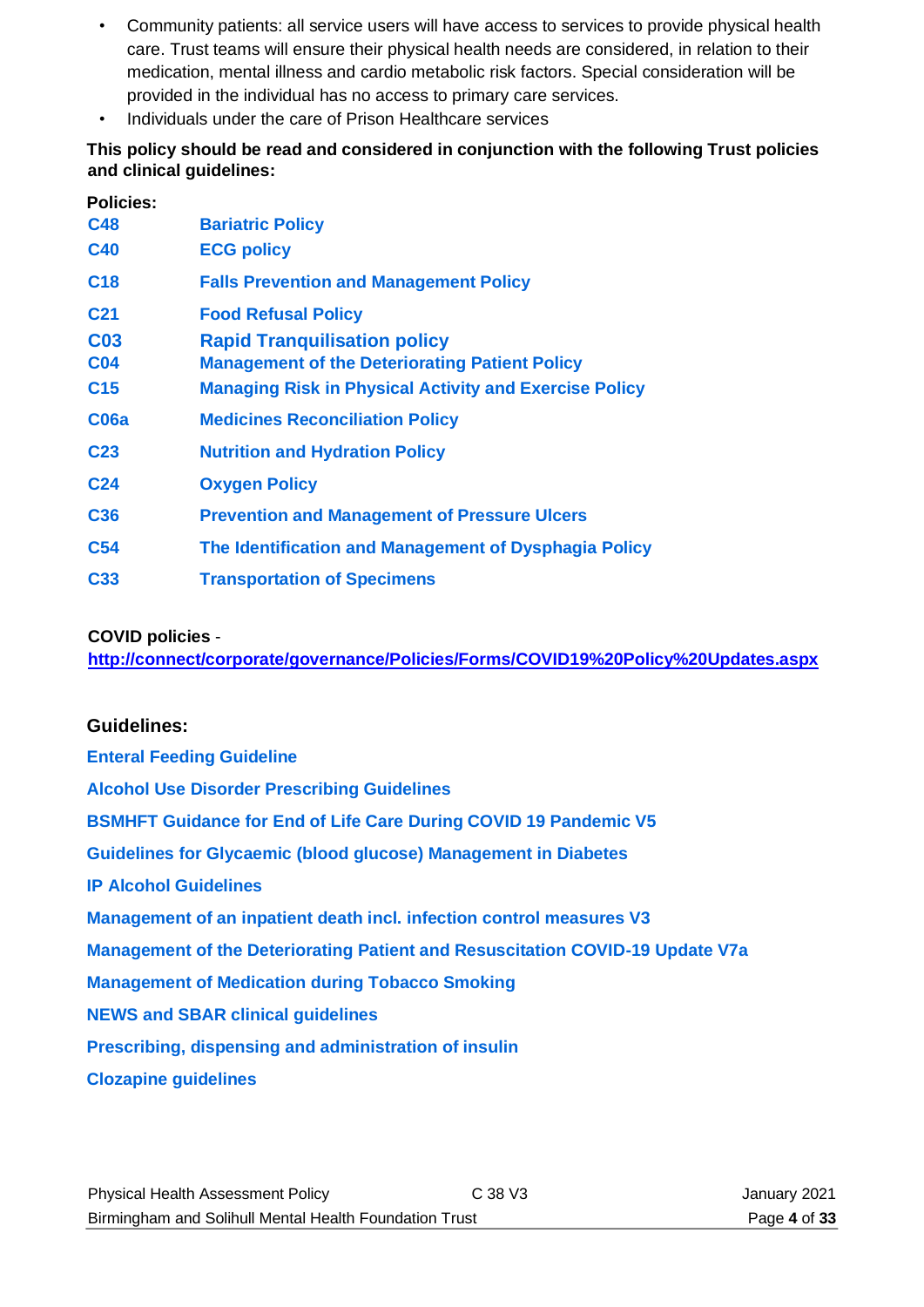- Community patients: all service users will have access to services to provide physical health care. Trust teams will ensure their physical health needs are considered, in relation to their medication, mental illness and cardio metabolic risk factors. Special consideration will be provided in the individual has no access to primary care services.
- Individuals under the care of Prison Healthcare services

**This policy should be read and considered in conjunction with the following Trust policies and clinical guidelines:**

**Policies:**

| | |
|---|---|
| **C48** | **Bariatric Policy** |
| **C40** | **ECG policy** |
| **C18** | **Falls Prevention and Management Policy** |
| **C21** | **Food Refusal Policy** |
| **C03** | **Rapid Tranquilisation policy** |
| **C04** | **Management of the Deteriorating Patient Policy** |
| **C15** | **Managing Risk in Physical Activity and Exercise Policy** |
| **C06a** | **Medicines Reconciliation Policy** |
| **C23** | **Nutrition and Hydration Policy** |
| **C24** | **Oxygen Policy** |
| **C36** | **Prevention and Management of Pressure Ulcers** |
| **C54** | **The Identification and Management of Dysphagia Policy** |
| **C33** | **Transportation of Specimens** |

**COVID policies** - **http://connect/corporate/governance/Policies/Forms/COVID19%20Policy%20Updates.aspx**

**Guidelines:**

**Enteral Feeding Guideline**

**Alcohol Use Disorder Prescribing Guidelines**

**BSMHFT Guidance for End of Life Care During COVID 19 Pandemic V5**

**Guidelines for Glycaemic (blood glucose) Management in Diabetes**

**IP Alcohol Guidelines**

**Management of an inpatient death incl. infection control measures V3**

**Management of the Deteriorating Patient and Resuscitation COVID-19 Update V7a**

**Management of Medication during Tobacco Smoking**

**NEWS and SBAR clinical guidelines**

**Prescribing, dispensing and administration of insulin**

**Clozapine guidelines**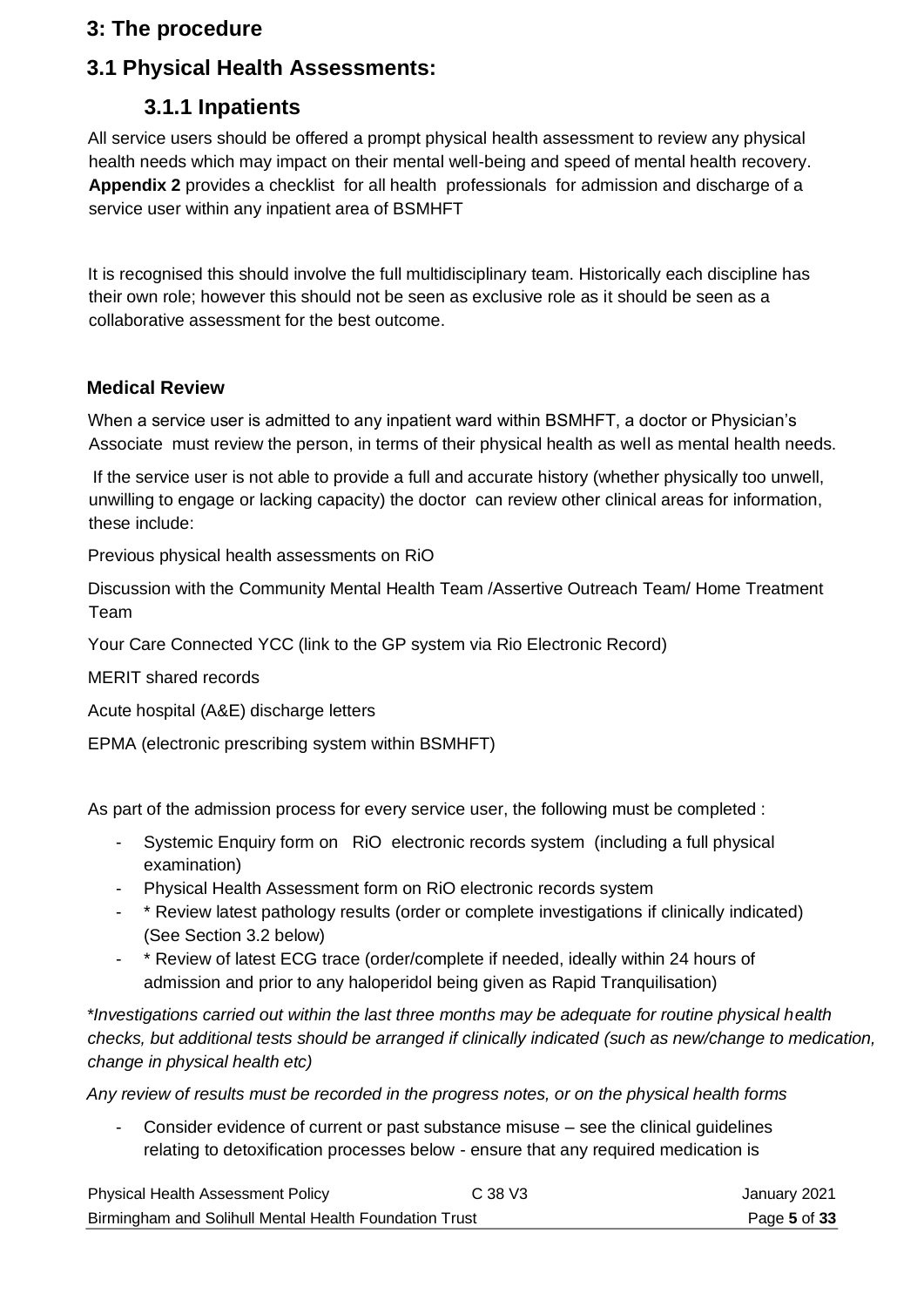## 3: The procedure

## 3.1 Physical Health Assessments:

### 3.1.1 Inpatients

All service users should be offered a prompt physical health assessment to review any physical health needs which may impact on their mental well-being and speed of mental health recovery. **Appendix 2** provides a checklist for all health professionals for admission and discharge of a service user within any inpatient area of BSMHFT

It is recognised this should involve the full multidisciplinary team. Historically each discipline has their own role; however this should not be seen as exclusive role as it should be seen as a collaborative assessment for the best outcome.

**Medical Review**

When a service user is admitted to any inpatient ward within BSMHFT, a doctor or Physician's Associate must review the person, in terms of their physical health as well as mental health needs.

If the service user is not able to provide a full and accurate history (whether physically too unwell, unwilling to engage or lacking capacity) the doctor can review other clinical areas for information, these include:

Previous physical health assessments on RiO

Discussion with the Community Mental Health Team /Assertive Outreach Team/ Home Treatment Team

Your Care Connected YCC (link to the GP system via Rio Electronic Record)

MERIT shared records

Acute hospital (A&E) discharge letters

EPMA (electronic prescribing system within BSMHFT)

As part of the admission process for every service user, the following must be completed :

- Systemic Enquiry form on RiO electronic records system (including a full physical examination)
- Physical Health Assessment form on RiO electronic records system
- * Review latest pathology results (order or complete investigations if clinically indicated) (See Section 3.2 below)
- * Review of latest ECG trace (order/complete if needed, ideally within 24 hours of admission and prior to any haloperidol being given as Rapid Tranquilisation)

**Investigations carried out within the last three months may be adequate for routine physical health checks, but additional tests should be arranged if clinically indicated (such as new/change to medication, change in physical health etc)*

*Any review of results must be recorded in the progress notes, or on the physical health forms*

- Consider evidence of current or past substance misuse – see the clinical guidelines relating to detoxification processes below - ensure that any required medication is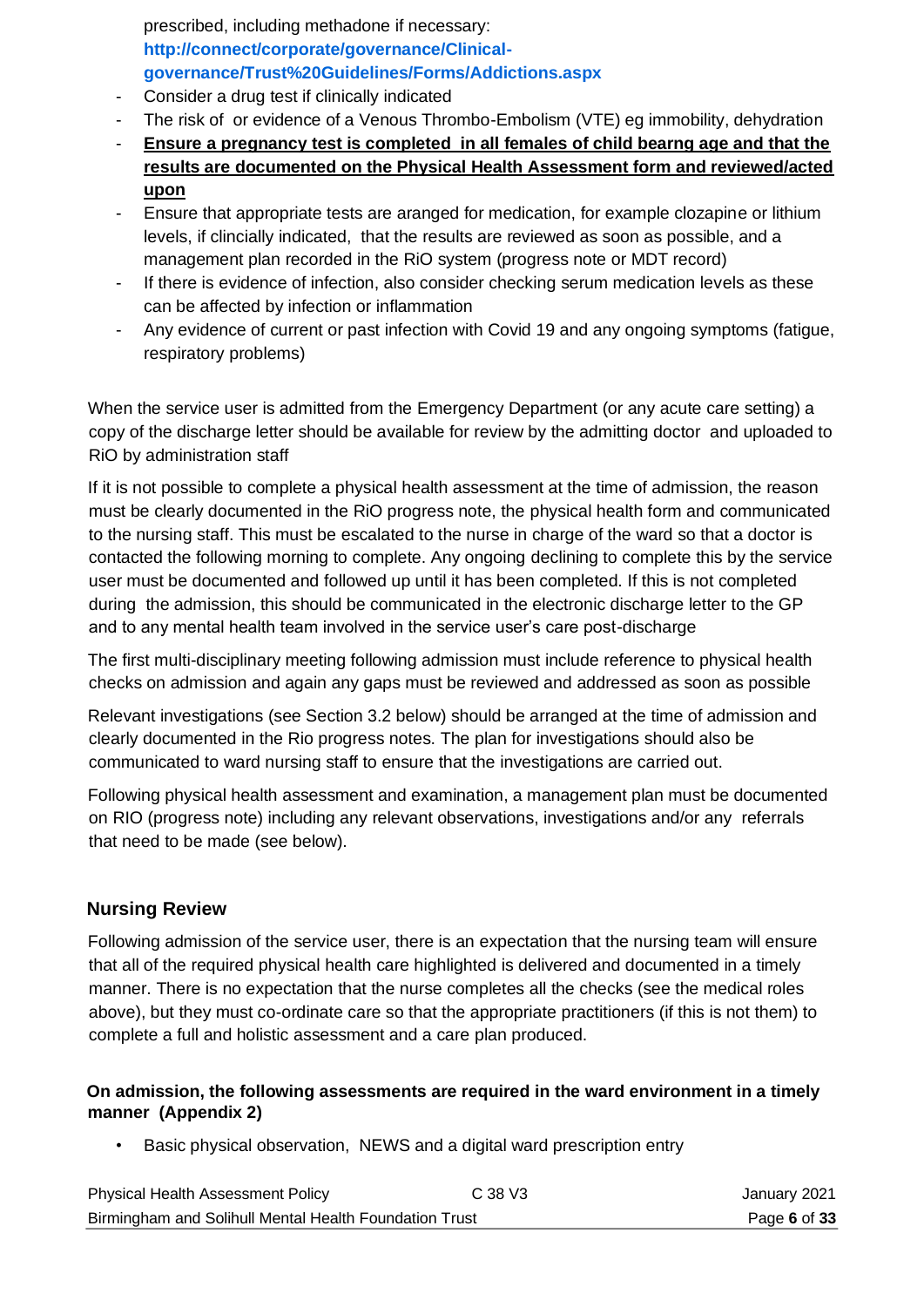prescribed, including methadone if necessary: **http://connect/corporate/governance/Clinical-governance/Trust%20Guidelines/Forms/Addictions.aspx**

- Consider a drug test if clinically indicated
- The risk of or evidence of a Venous Thrombo-Embolism (VTE) eg immobility, dehydration
- **Ensure a pregnancy test is completed in all females of child bearng age and that the results are documented on the Physical Health Assessment form and reviewed/acted upon**
- Ensure that appropriate tests are aranged for medication, for example clozapine or lithium levels, if clincially indicated, that the results are reviewed as soon as possible, and a management plan recorded in the RiO system (progress note or MDT record)
- If there is evidence of infection, also consider checking serum medication levels as these can be affected by infection or inflammation
- Any evidence of current or past infection with Covid 19 and any ongoing symptoms (fatigue, respiratory problems)

When the service user is admitted from the Emergency Department (or any acute care setting) a copy of the discharge letter should be available for review by the admitting doctor and uploaded to RiO by administration staff

If it is not possible to complete a physical health assessment at the time of admission, the reason must be clearly documented in the RiO progress note, the physical health form and communicated to the nursing staff. This must be escalated to the nurse in charge of the ward so that a doctor is contacted the following morning to complete. Any ongoing declining to complete this by the service user must be documented and followed up until it has been completed. If this is not completed during the admission, this should be communicated in the electronic discharge letter to the GP and to any mental health team involved in the service user's care post-discharge

The first multi-disciplinary meeting following admission must include reference to physical health checks on admission and again any gaps must be reviewed and addressed as soon as possible

Relevant investigations (see Section 3.2 below) should be arranged at the time of admission and clearly documented in the Rio progress notes. The plan for investigations should also be communicated to ward nursing staff to ensure that the investigations are carried out.

Following physical health assessment and examination, a management plan must be documented on RIO (progress note) including any relevant observations, investigations and/or any referrals that need to be made (see below).

### Nursing Review

Following admission of the service user, there is an expectation that the nursing team will ensure that all of the required physical health care highlighted is delivered and documented in a timely manner. There is no expectation that the nurse completes all the checks (see the medical roles above), but they must co-ordinate care so that the appropriate practitioners (if this is not them) to complete a full and holistic assessment and a care plan produced.

**On admission, the following assessments are required in the ward environment in a timely manner (Appendix 2)**

- Basic physical observation, NEWS and a digital ward prescription entry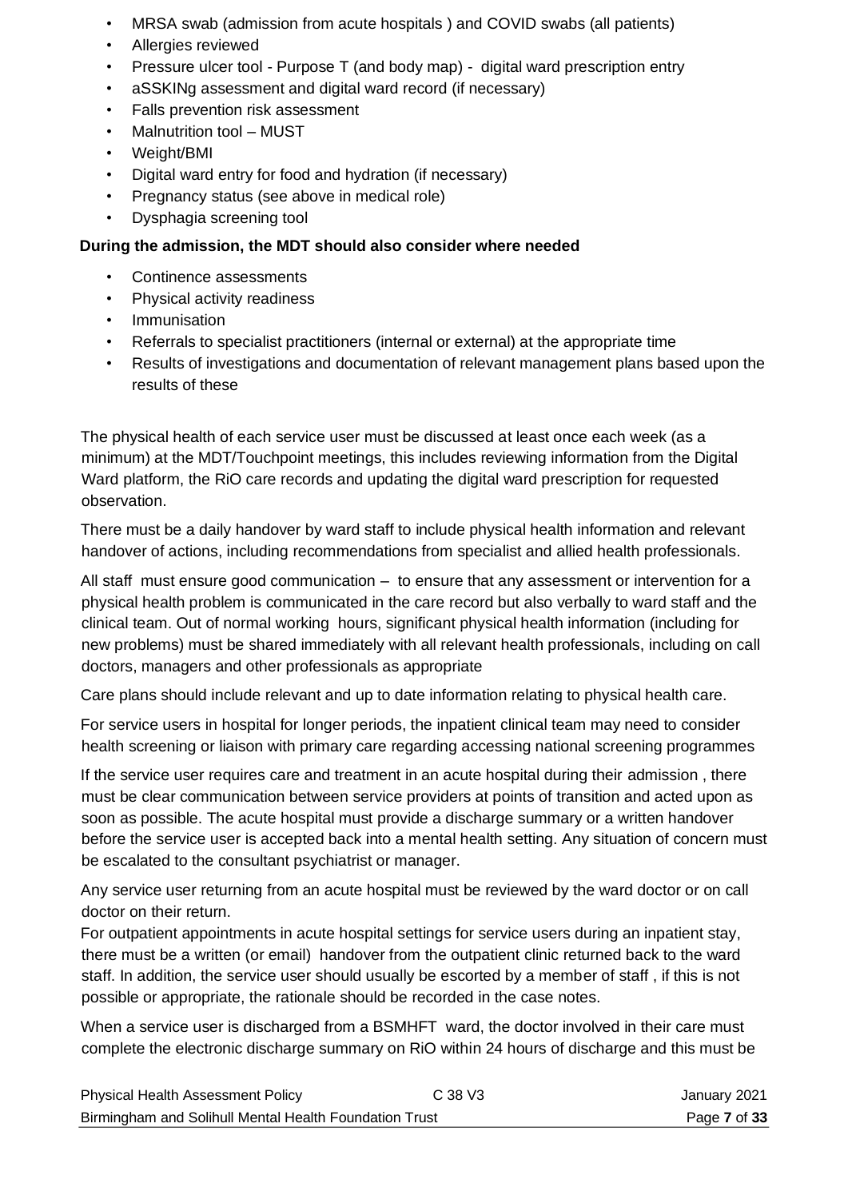- MRSA swab (admission from acute hospitals ) and COVID swabs (all patients)
- Allergies reviewed
- Pressure ulcer tool - Purpose T (and body map) - digital ward prescription entry
- aSSKINg assessment and digital ward record (if necessary)
- Falls prevention risk assessment
- Malnutrition tool – MUST
- Weight/BMI
- Digital ward entry for food and hydration (if necessary)
- Pregnancy status (see above in medical role)
- Dysphagia screening tool

**During the admission, the MDT should also consider where needed**

- Continence assessments
- Physical activity readiness
- Immunisation
- Referrals to specialist practitioners (internal or external) at the appropriate time
- Results of investigations and documentation of relevant management plans based upon the results of these

The physical health of each service user must be discussed at least once each week (as a minimum) at the MDT/Touchpoint meetings, this includes reviewing information from the Digital Ward platform, the RiO care records and updating the digital ward prescription for requested observation.

There must be a daily handover by ward staff to include physical health information and relevant handover of actions, including recommendations from specialist and allied health professionals.

All staff must ensure good communication – to ensure that any assessment or intervention for a physical health problem is communicated in the care record but also verbally to ward staff and the clinical team. Out of normal working hours, significant physical health information (including for new problems) must be shared immediately with all relevant health professionals, including on call doctors, managers and other professionals as appropriate

Care plans should include relevant and up to date information relating to physical health care.

For service users in hospital for longer periods, the inpatient clinical team may need to consider health screening or liaison with primary care regarding accessing national screening programmes

If the service user requires care and treatment in an acute hospital during their admission , there must be clear communication between service providers at points of transition and acted upon as soon as possible. The acute hospital must provide a discharge summary or a written handover before the service user is accepted back into a mental health setting. Any situation of concern must be escalated to the consultant psychiatrist or manager.

Any service user returning from an acute hospital must be reviewed by the ward doctor or on call doctor on their return.

For outpatient appointments in acute hospital settings for service users during an inpatient stay, there must be a written (or email) handover from the outpatient clinic returned back to the ward staff. In addition, the service user should usually be escorted by a member of staff , if this is not possible or appropriate, the rationale should be recorded in the case notes.

When a service user is discharged from a BSMHFT ward, the doctor involved in their care must complete the electronic discharge summary on RiO within 24 hours of discharge and this must be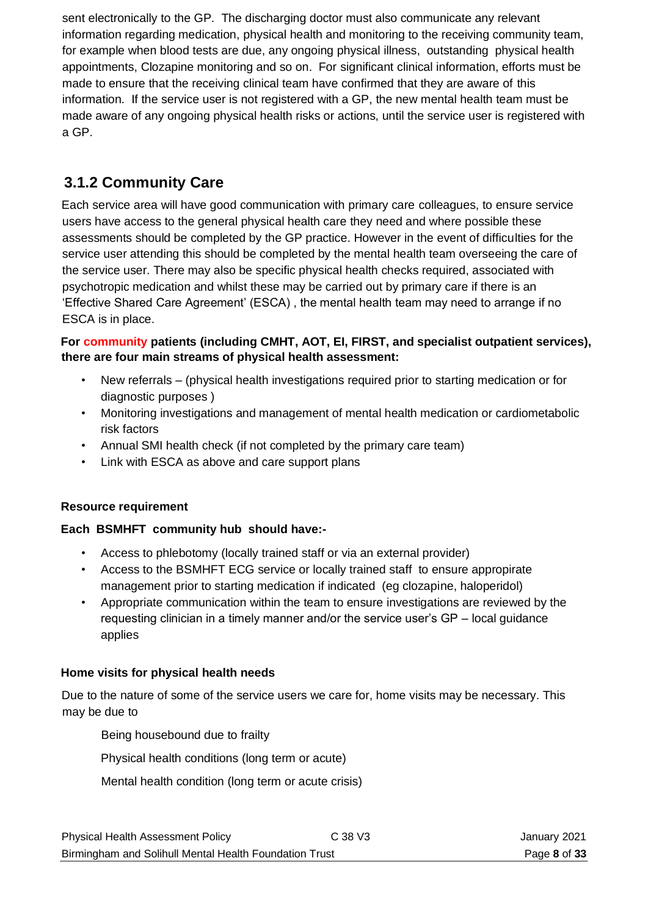sent electronically to the GP. The discharging doctor must also communicate any relevant information regarding medication, physical health and monitoring to the receiving community team, for example when blood tests are due, any ongoing physical illness, outstanding physical health appointments, Clozapine monitoring and so on. For significant clinical information, efforts must be made to ensure that the receiving clinical team have confirmed that they are aware of this information. If the service user is not registered with a GP, the new mental health team must be made aware of any ongoing physical health risks or actions, until the service user is registered with a GP.

### 3.1.2 Community Care

Each service area will have good communication with primary care colleagues, to ensure service users have access to the general physical health care they need and where possible these assessments should be completed by the GP practice. However in the event of difficulties for the service user attending this should be completed by the mental health team overseeing the care of the service user. There may also be specific physical health checks required, associated with psychotropic medication and whilst these may be carried out by primary care if there is an 'Effective Shared Care Agreement' (ESCA) , the mental health team may need to arrange if no ESCA is in place.

**For community patients (including CMHT, AOT, EI, FIRST, and specialist outpatient services), there are four main streams of physical health assessment:**

- New referrals – (physical health investigations required prior to starting medication or for diagnostic purposes )
- Monitoring investigations and management of mental health medication or cardiometabolic risk factors
- Annual SMI health check (if not completed by the primary care team)
- Link with ESCA as above and care support plans

**Resource requirement**

**Each BSMHFT community hub should have:-**

- Access to phlebotomy (locally trained staff or via an external provider)
- Access to the BSMHFT ECG service or locally trained staff to ensure appropirate management prior to starting medication if indicated (eg clozapine, haloperidol)
- Appropriate communication within the team to ensure investigations are reviewed by the requesting clinician in a timely manner and/or the service user's GP – local guidance applies

**Home visits for physical health needs**

Due to the nature of some of the service users we care for, home visits may be necessary. This may be due to

Being housebound due to frailty

Physical health conditions (long term or acute)

Mental health condition (long term or acute crisis)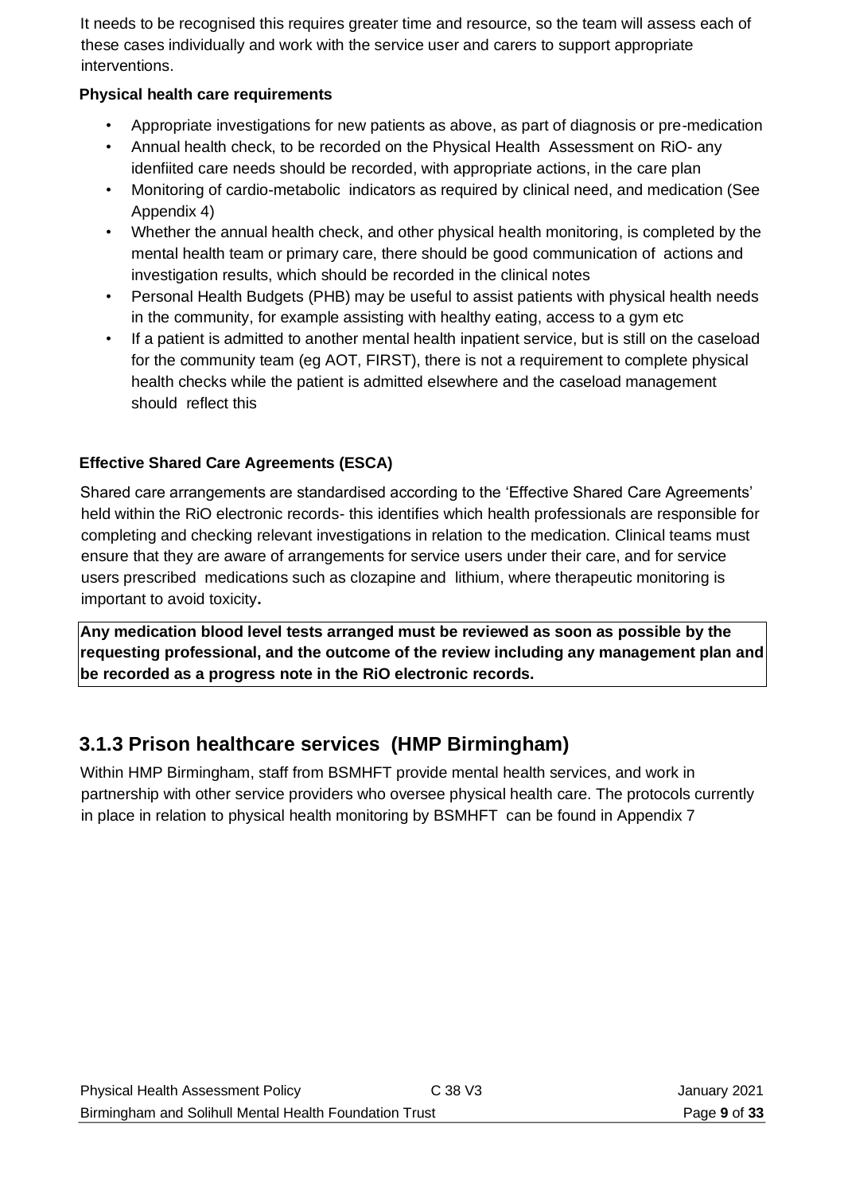It needs to be recognised this requires greater time and resource, so the team will assess each of these cases individually and work with the service user and carers to support appropriate interventions.

**Physical health care requirements**

- Appropriate investigations for new patients as above, as part of diagnosis or pre-medication
- Annual health check, to be recorded on the Physical Health Assessment on RiO- any idenfiited care needs should be recorded, with appropriate actions, in the care plan
- Monitoring of cardio-metabolic indicators as required by clinical need, and medication (See Appendix 4)
- Whether the annual health check, and other physical health monitoring, is completed by the mental health team or primary care, there should be good communication of actions and investigation results, which should be recorded in the clinical notes
- Personal Health Budgets (PHB) may be useful to assist patients with physical health needs in the community, for example assisting with healthy eating, access to a gym etc
- If a patient is admitted to another mental health inpatient service, but is still on the caseload for the community team (eg AOT, FIRST), there is not a requirement to complete physical health checks while the patient is admitted elsewhere and the caseload management should reflect this

**Effective Shared Care Agreements (ESCA)**

Shared care arrangements are standardised according to the 'Effective Shared Care Agreements' held within the RiO electronic records- this identifies which health professionals are responsible for completing and checking relevant investigations in relation to the medication. Clinical teams must ensure that they are aware of arrangements for service users under their care, and for service users prescribed medications such as clozapine and lithium, where therapeutic monitoring is important to avoid toxicity**.**

**Any medication blood level tests arranged must be reviewed as soon as possible by the requesting professional, and the outcome of the review including any management plan and be recorded as a progress note in the RiO electronic records.**

## 3.1.3 Prison healthcare services (HMP Birmingham)

Within HMP Birmingham, staff from BSMHFT provide mental health services, and work in partnership with other service providers who oversee physical health care. The protocols currently in place in relation to physical health monitoring by BSMHFT can be found in Appendix 7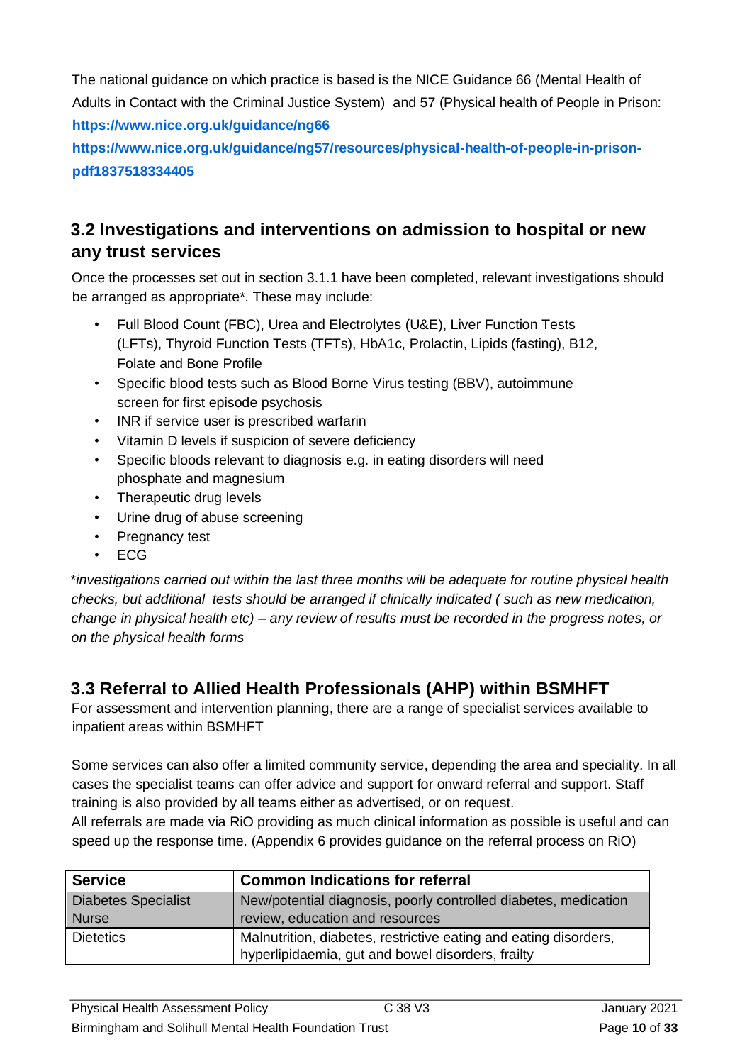The national guidance on which practice is based is the NICE Guidance 66 (Mental Health of Adults in Contact with the Criminal Justice System) and 57 (Physical health of People in Prison:
**https://www.nice.org.uk/guidance/ng66**
**https://www.nice.org.uk/guidance/ng57/resources/physical-health-of-people-in-prison-pdf1837518334405**

## 3.2 Investigations and interventions on admission to hospital or new any trust services

Once the processes set out in section 3.1.1 have been completed, relevant investigations should be arranged as appropriate*. These may include:

- Full Blood Count (FBC), Urea and Electrolytes (U&E), Liver Function Tests (LFTs), Thyroid Function Tests (TFTs), HbA1c, Prolactin, Lipids (fasting), B12, Folate and Bone Profile
- Specific blood tests such as Blood Borne Virus testing (BBV), autoimmune screen for first episode psychosis
- INR if service user is prescribed warfarin
- Vitamin D levels if suspicion of severe deficiency
- Specific bloods relevant to diagnosis e.g. in eating disorders will need phosphate and magnesium
- Therapeutic drug levels
- Urine drug of abuse screening
- Pregnancy test
- ECG

**investigations carried out within the last three months will be adequate for routine physical health checks, but additional tests should be arranged if clinically indicated ( such as new medication, change in physical health etc) – any review of results must be recorded in the progress notes, or on the physical health forms*

## 3.3 Referral to Allied Health Professionals (AHP) within BSMHFT

For assessment and intervention planning, there are a range of specialist services available to inpatient areas within BSMHFT

Some services can also offer a limited community service, depending the area and speciality. In all cases the specialist teams can offer advice and support for onward referral and support. Staff training is also provided by all teams either as advertised, or on request.
All referrals are made via RiO providing as much clinical information as possible is useful and can speed up the response time. (Appendix 6 provides guidance on the referral process on RiO)

| Service | Common Indications for referral |
|---|---|
| Diabetes Specialist Nurse | New/potential diagnosis, poorly controlled diabetes, medication review, education and resources |
| Dietetics | Malnutrition, diabetes, restrictive eating and eating disorders, hyperlipidaemia, gut and bowel disorders, frailty |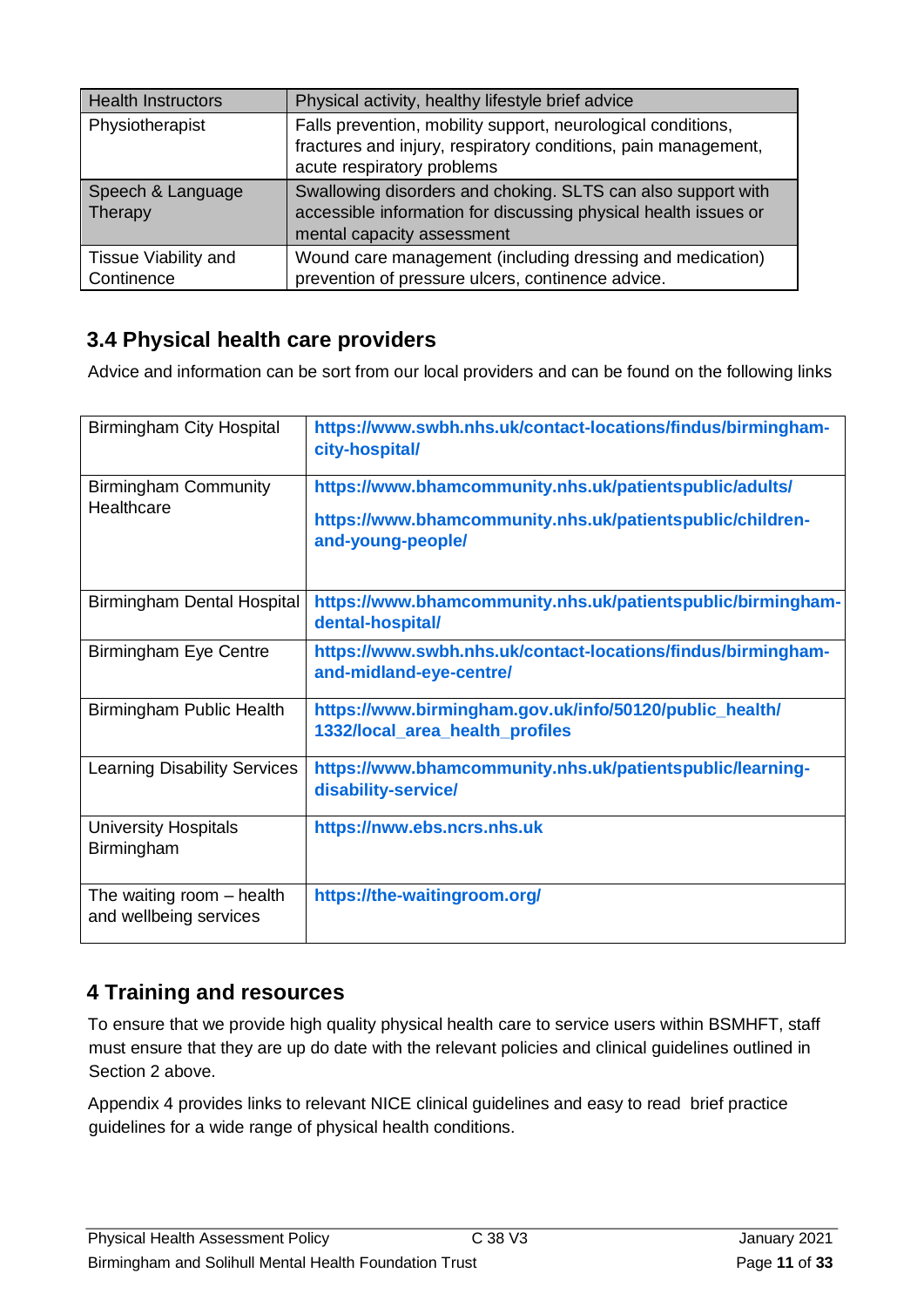| Health Instructors | Physical activity, healthy lifestyle brief advice |
|---|---|
| Physiotherapist | Falls prevention, mobility support, neurological conditions, fractures and injury, respiratory conditions, pain management, acute respiratory problems |
| Speech & Language Therapy | Swallowing disorders and choking. SLTS can also support with accessible information for discussing physical health issues or mental capacity assessment |
| Tissue Viability and Continence | Wound care management (including dressing and medication) prevention of pressure ulcers, continence advice. |

## 3.4 Physical health care providers

Advice and information can be sort from our local providers and can be found on the following links

| Birmingham City Hospital | **https://www.swbh.nhs.uk/contact-locations/findus/birmingham-city-hospital/** |
|---|---|
| Birmingham Community Healthcare | **https://www.bhamcommunity.nhs.uk/patientspublic/adults/** **https://www.bhamcommunity.nhs.uk/patientspublic/children-and-young-people/** |
| Birmingham Dental Hospital | **https://www.bhamcommunity.nhs.uk/patientspublic/birmingham-dental-hospital/** |
| Birmingham Eye Centre | **https://www.swbh.nhs.uk/contact-locations/findus/birmingham-and-midland-eye-centre/** |
| Birmingham Public Health | **https://www.birmingham.gov.uk/info/50120/public_health/1332/local_area_health_profiles** |
| Learning Disability Services | **https://www.bhamcommunity.nhs.uk/patientspublic/learning-disability-service/** |
| University Hospitals Birmingham | **https://nww.ebs.ncrs.nhs.uk** |
| The waiting room – health and wellbeing services | **https://the-waitingroom.org/** |

## 4 Training and resources

To ensure that we provide high quality physical health care to service users within BSMHFT, staff must ensure that they are up do date with the relevant policies and clinical guidelines outlined in Section 2 above.

Appendix 4 provides links to relevant NICE clinical guidelines and easy to read brief practice guidelines for a wide range of physical health conditions.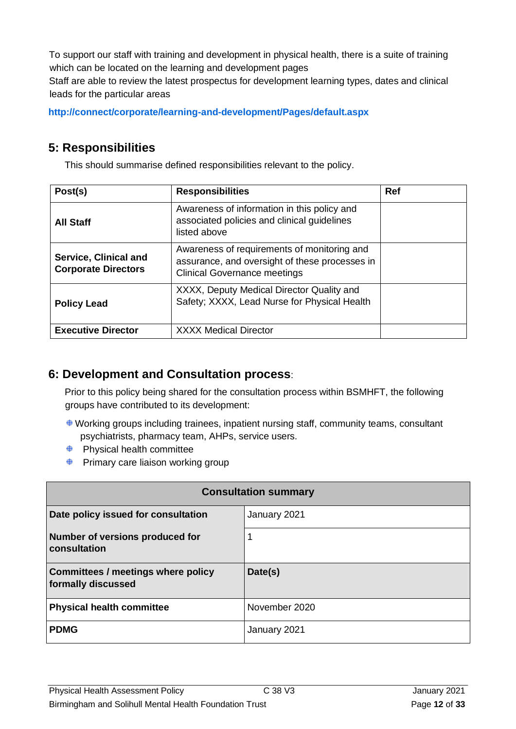To support our staff with training and development in physical health, there is a suite of training which can be located on the learning and development pages
Staff are able to review the latest prospectus for development learning types, dates and clinical leads for the particular areas

**http://connect/corporate/learning-and-development/Pages/default.aspx**

## 5: Responsibilities

This should summarise defined responsibilities relevant to the policy.

| Post(s) | Responsibilities | Ref |
|---|---|---|
| **All Staff** | Awareness of information in this policy and associated policies and clinical guidelines listed above | |
| **Service, Clinical and Corporate Directors** | Awareness of requirements of monitoring and assurance, and oversight of these processes in Clinical Governance meetings | |
| **Policy Lead** | XXXX, Deputy Medical Director Quality and Safety; XXXX, Lead Nurse for Physical Health | |
| **Executive Director** | XXXX Medical Director | |

## 6: Development and Consultation process:

Prior to this policy being shared for the consultation process within BSMHFT, the following groups have contributed to its development:

- Working groups including trainees, inpatient nursing staff, community teams, consultant psychiatrists, pharmacy team, AHPs, service users.
- Physical health committee
- Primary care liaison working group

| Consultation summary | |
|---|---|
| **Date policy issued for consultation** | January 2021 |
| **Number of versions produced for consultation** | 1 |
| **Committees / meetings where policy formally discussed** | **Date(s)** |
| **Physical health committee** | November 2020 |
| **PDMG** | January 2021 |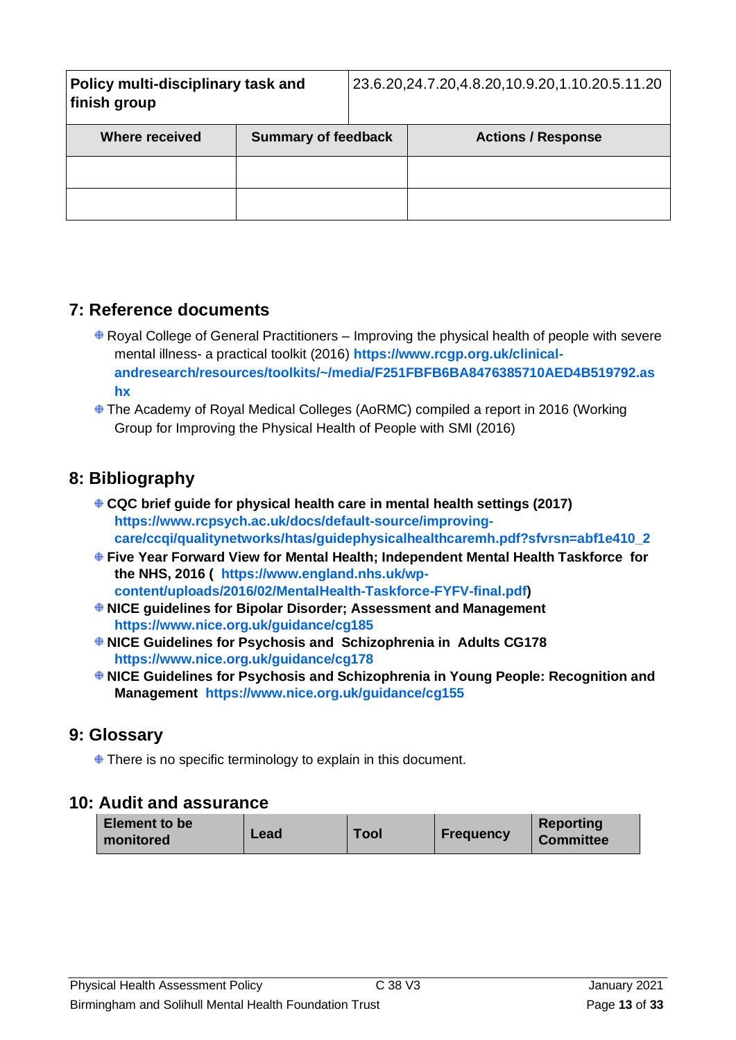| Policy multi-disciplinary task and finish group | | 23.6.20,24.7.20,4.8.20,10.9.20,1.10.20.5.11.20 |
|---|---|---|
| **Where received** | **Summary of feedback** | **Actions / Response** |
| | | |
| | | |

## 7: Reference documents

- Royal College of General Practitioners – Improving the physical health of people with severe mental illness- a practical toolkit (2016) **https://www.rcgp.org.uk/clinical-andresearch/resources/toolkits/~/media/F251FBFB6BA8476385710AED4B519792.ashx**
- The Academy of Royal Medical Colleges (AoRMC) compiled a report in 2016 (Working Group for Improving the Physical Health of People with SMI (2016)

## 8: Bibliography

- **CQC brief guide for physical health care in mental health settings (2017) https://www.rcpsych.ac.uk/docs/default-source/improving-care/ccqi/qualitynetworks/htas/guidephysicalhealthcaremh.pdf?sfvrsn=abf1e410_2**
- **Five Year Forward View for Mental Health; Independent Mental Health Taskforce for the NHS, 2016 ( https://www.england.nhs.uk/wp-content/uploads/2016/02/MentalHealth-Taskforce-FYFV-final.pdf)**
- **NICE guidelines for Bipolar Disorder; Assessment and Management https://www.nice.org.uk/guidance/cg185**
- **NICE Guidelines for Psychosis and Schizophrenia in Adults CG178 https://www.nice.org.uk/guidance/cg178**
- **NICE Guidelines for Psychosis and Schizophrenia in Young People: Recognition and Management https://www.nice.org.uk/guidance/cg155**

## 9: Glossary

- There is no specific terminology to explain in this document.

## 10: Audit and assurance

| Element to be monitored | Lead | Tool | Frequency | Reporting Committee |
|---|---|---|---|---|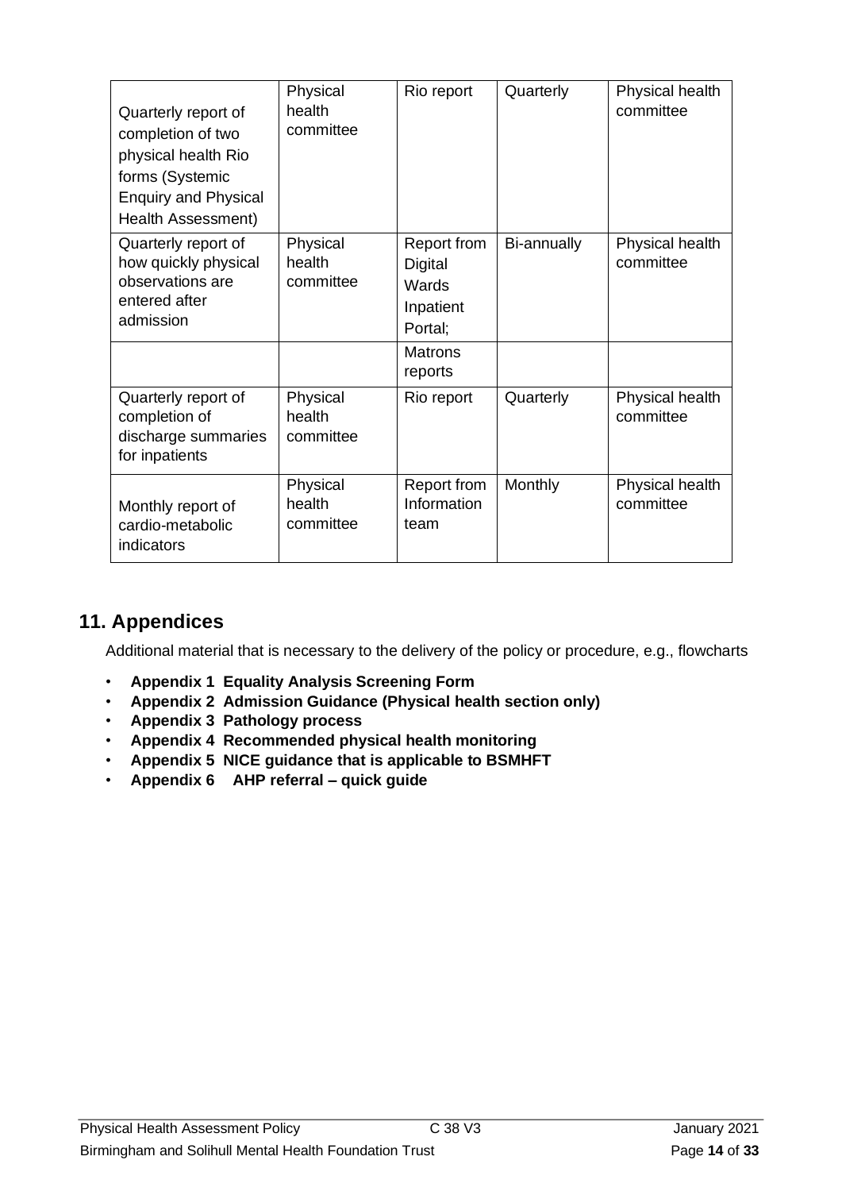| | | | | |
|---|---|---|---|---|
| Quarterly report of completion of two physical health Rio forms (Systemic Enquiry and Physical Health Assessment) | Physical health committee | Rio report | Quarterly | Physical health committee |
| Quarterly report of how quickly physical observations are entered after admission | Physical health committee | Report from Digital Wards Inpatient Portal; | Bi-annually | Physical health committee |
| | | Matrons reports | | |
| Quarterly report of completion of discharge summaries for inpatients | Physical health committee | Rio report | Quarterly | Physical health committee |
| Monthly report of cardio-metabolic indicators | Physical health committee | Report from Information team | Monthly | Physical health committee |

## 11. Appendices

Additional material that is necessary to the delivery of the policy or procedure, e.g., flowcharts

- **Appendix 1 Equality Analysis Screening Form**
- **Appendix 2 Admission Guidance (Physical health section only)**
- **Appendix 3 Pathology process**
- **Appendix 4 Recommended physical health monitoring**
- **Appendix 5 NICE guidance that is applicable to BSMHFT**
- **Appendix 6 AHP referral – quick guide**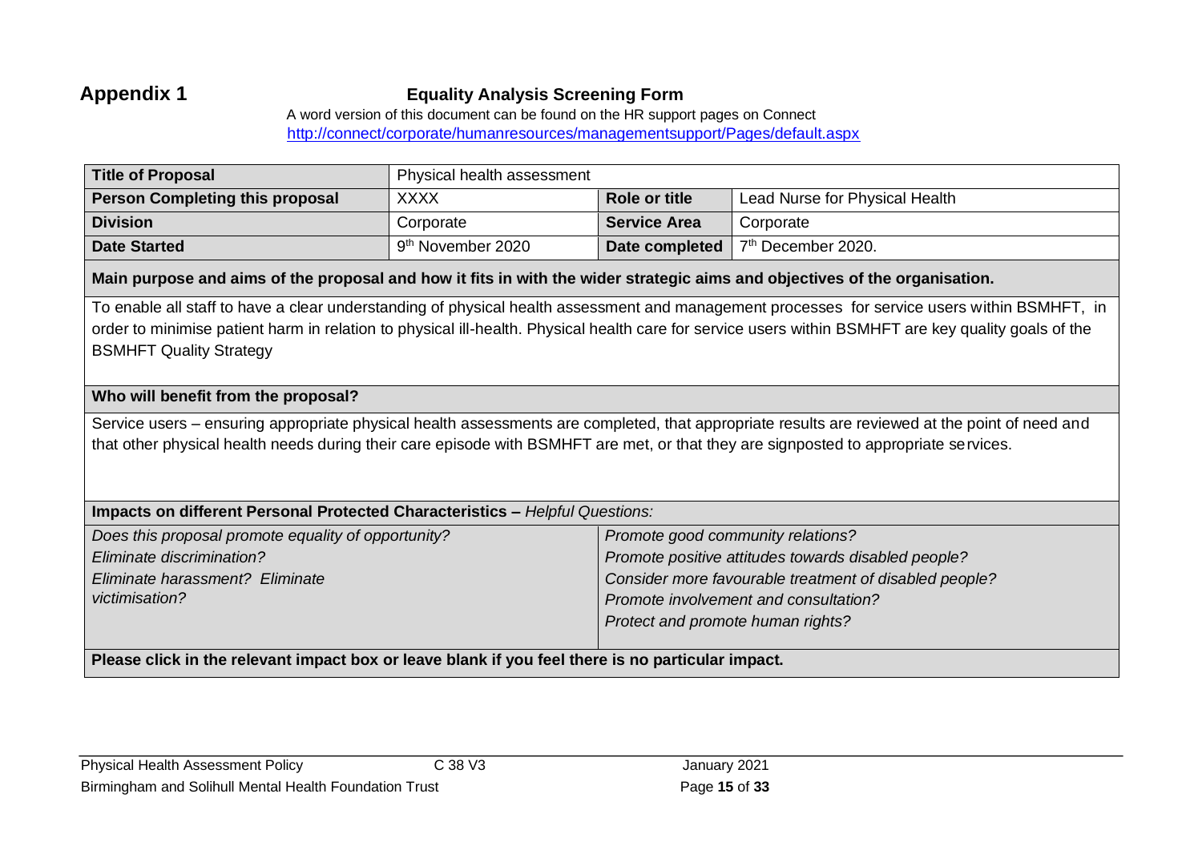## Appendix 1

### Equality Analysis Screening Form

A word version of this document can be found on the HR support pages on Connect
http://connect/corporate/humanresources/managementsupport/Pages/default.aspx

| **Title of Proposal** | Physical health assessment | | |
|---|---|---|---|
| **Person Completing this proposal** | XXXX | **Role or title** | Lead Nurse for Physical Health |
| **Division** | Corporate | **Service Area** | Corporate |
| **Date Started** | 9th November 2020 | **Date completed** | 7th December 2020. |

**Main purpose and aims of the proposal and how it fits in with the wider strategic aims and objectives of the organisation.**

To enable all staff to have a clear understanding of physical health assessment and management processes for service users within BSMHFT, in order to minimise patient harm in relation to physical ill-health. Physical health care for service users within BSMHFT are key quality goals of the BSMHFT Quality Strategy

**Who will benefit from the proposal?**

Service users – ensuring appropriate physical health assessments are completed, that appropriate results are reviewed at the point of need and that other physical health needs during their care episode with BSMHFT are met, or that they are signposted to appropriate services.

**Impacts on different Personal Protected Characteristics –** *Helpful Questions:*

| | |
|---|---|
| *Does this proposal promote equality of opportunity?* | *Promote good community relations?* |
| *Eliminate discrimination?* | *Promote positive attitudes towards disabled people?* |
| *Eliminate harassment? Eliminate victimisation?* | *Consider more favourable treatment of disabled people?* |
| | *Promote involvement and consultation?* |
| | *Protect and promote human rights?* |

**Please click in the relevant impact box or leave blank if you feel there is no particular impact.**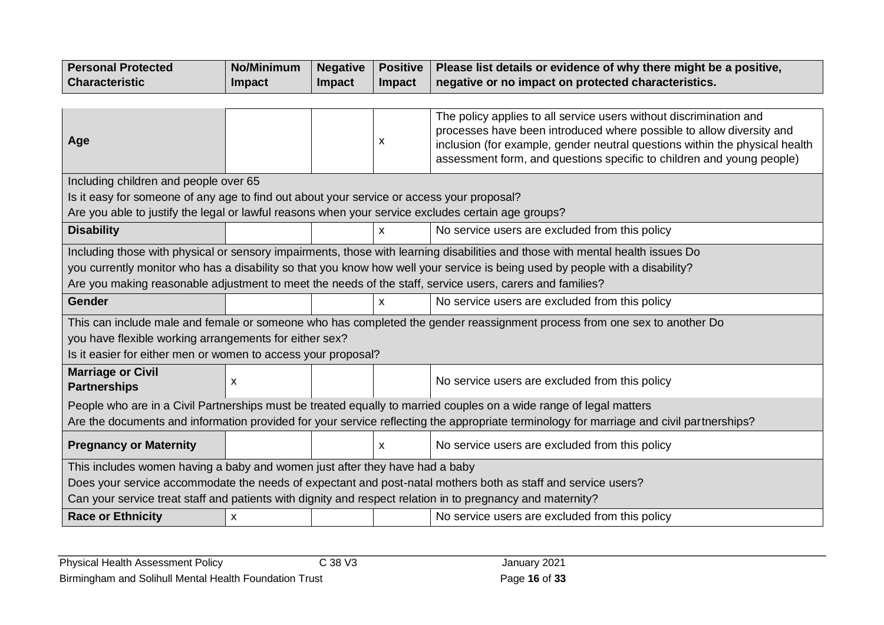| Personal Protected Characteristic | No/Minimum Impact | Negative Impact | Positive Impact | Please list details or evidence of why there might be a positive, negative or no impact on protected characteristics. |
|---|---|---|---|---|
| **Age** | | | x | The policy applies to all service users without discrimination and processes have been introduced where possible to allow diversity and inclusion (for example, gender neutral questions within the physical health assessment form, and questions specific to children and young people) |
| Including children and people over 65<br>Is it easy for someone of any age to find out about your service or access your proposal?<br>Are you able to justify the legal or lawful reasons when your service excludes certain age groups? | | | | |
| **Disability** | | | x | No service users are excluded from this policy |
| Including those with physical or sensory impairments, those with learning disabilities and those with mental health issues Do you currently monitor who has a disability so that you know how well your service is being used by people with a disability?<br>Are you making reasonable adjustment to meet the needs of the staff, service users, carers and families? | | | | |
| **Gender** | | | x | No service users are excluded from this policy |
| This can include male and female or someone who has completed the gender reassignment process from one sex to another Do you have flexible working arrangements for either sex?<br>Is it easier for either men or women to access your proposal? | | | | |
| **Marriage or Civil Partnerships** | x | | | No service users are excluded from this policy |
| People who are in a Civil Partnerships must be treated equally to married couples on a wide range of legal matters<br>Are the documents and information provided for your service reflecting the appropriate terminology for marriage and civil partnerships? | | | | |
| **Pregnancy or Maternity** | | | x | No service users are excluded from this policy |
| This includes women having a baby and women just after they have had a baby<br>Does your service accommodate the needs of expectant and post-natal mothers both as staff and service users?<br>Can your service treat staff and patients with dignity and respect relation in to pregnancy and maternity? | | | | |
| **Race or Ethnicity** | x | | | No service users are excluded from this policy |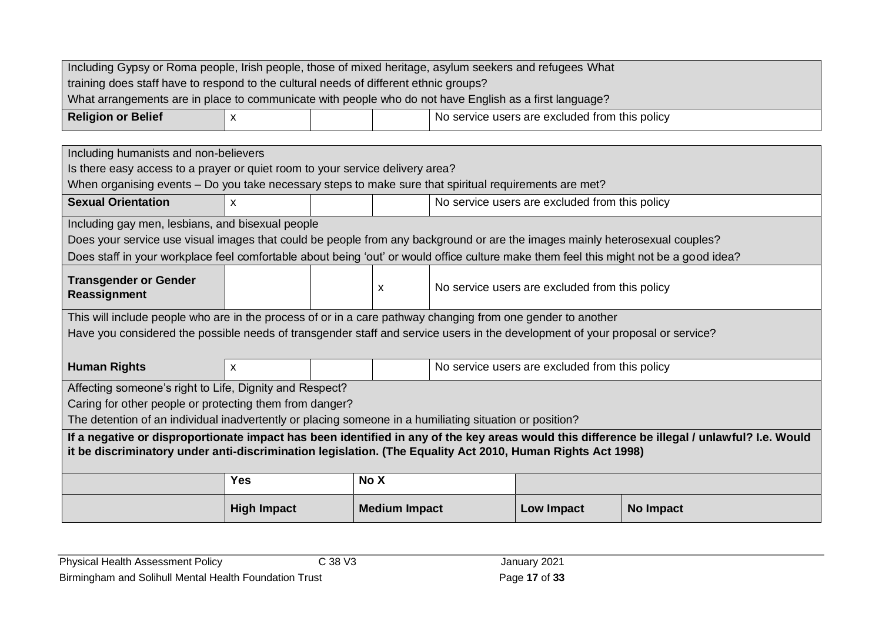| | | | | |
|---|---|---|---|---|
| Including Gypsy or Roma people, Irish people, those of mixed heritage, asylum seekers and refugees What training does staff have to respond to the cultural needs of different ethnic groups? What arrangements are in place to communicate with people who do not have English as a first language? | | | | |
| **Religion or Belief** | x | | | No service users are excluded from this policy |

| | | | | |
|---|---|---|---|---|
| Including humanists and non-believers<br>Is there easy access to a prayer or quiet room to your service delivery area?<br>When organising events – Do you take necessary steps to make sure that spiritual requirements are met? | | | | |
| **Sexual Orientation** | x | | | No service users are excluded from this policy |
| Including gay men, lesbians, and bisexual people<br>Does your service use visual images that could be people from any background or are the images mainly heterosexual couples?<br>Does staff in your workplace feel comfortable about being 'out' or would office culture make them feel this might not be a good idea? | | | | |
| **Transgender or Gender Reassignment** | | | x | No service users are excluded from this policy |
| This will include people who are in the process of or in a care pathway changing from one gender to another<br>Have you considered the possible needs of transgender staff and service users in the development of your proposal or service? | | | | |
| **Human Rights** | x | | | No service users are excluded from this policy |
| Affecting someone's right to Life, Dignity and Respect?<br>Caring for other people or protecting them from danger?<br>The detention of an individual inadvertently or placing someone in a humiliating situation or position? | | | | |

| | | | | |
|---|---|---|---|---|
| **If a negative or disproportionate impact has been identified in any of the key areas would this difference be illegal / unlawful? I.e. Would it be discriminatory under anti-discrimination legislation. (The Equality Act 2010, Human Rights Act 1998)** | | | | |
| | **Yes** | **No X** | | |
| | **High Impact** | **Medium Impact** | **Low Impact** | **No Impact** |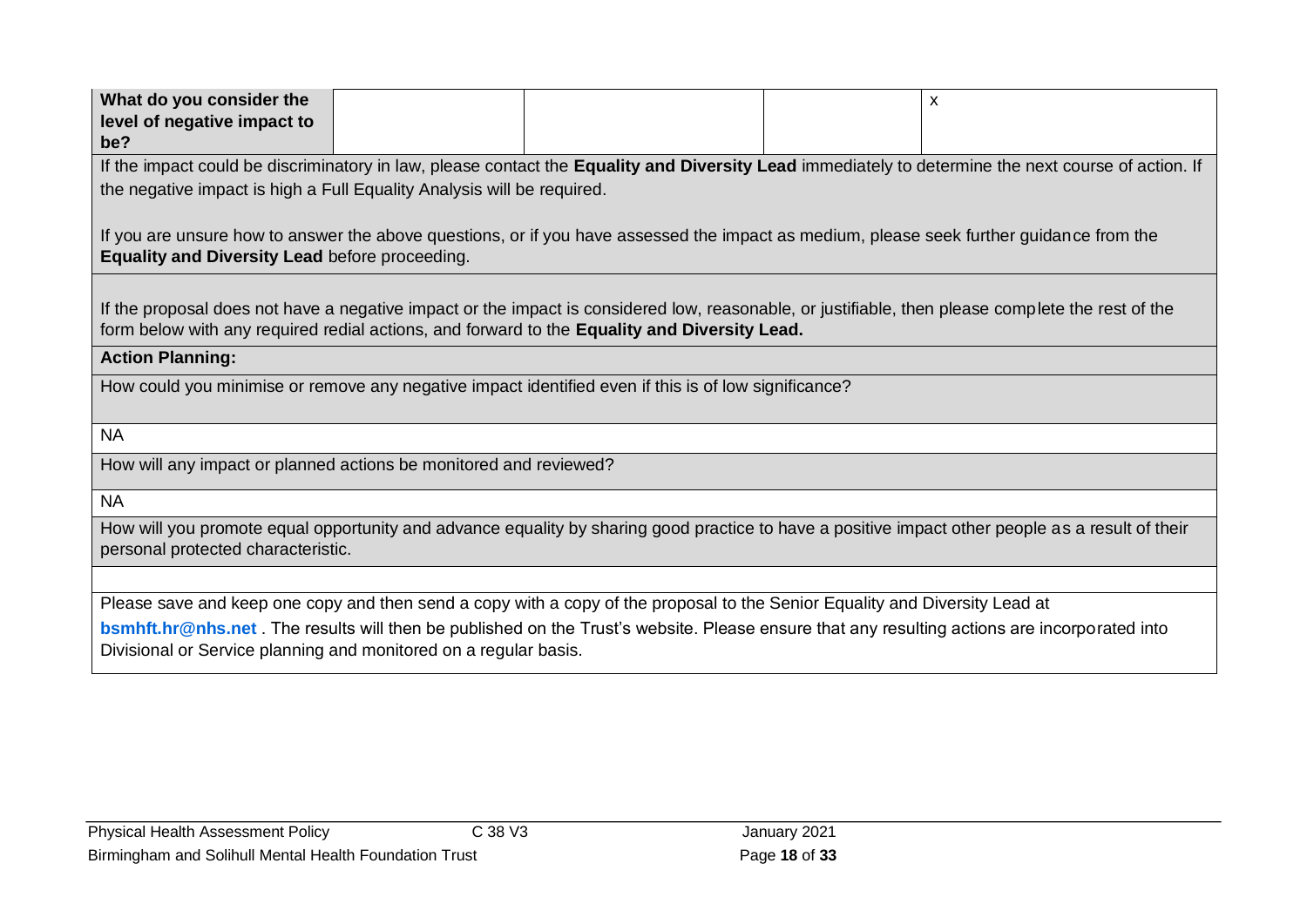| What do you consider the level of negative impact to be? | | | | x |
|---|---|---|---|---|

If the impact could be discriminatory in law, please contact the **Equality and Diversity Lead** immediately to determine the next course of action. If the negative impact is high a Full Equality Analysis will be required.

If you are unsure how to answer the above questions, or if you have assessed the impact as medium, please seek further guidance from the **Equality and Diversity Lead** before proceeding.

If the proposal does not have a negative impact or the impact is considered low, reasonable, or justifiable, then please complete the rest of the form below with any required redial actions, and forward to the **Equality and Diversity Lead.**

**Action Planning:**

How could you minimise or remove any negative impact identified even if this is of low significance?

NA

How will any impact or planned actions be monitored and reviewed?

NA

How will you promote equal opportunity and advance equality by sharing good practice to have a positive impact other people as a result of their personal protected characteristic.

Please save and keep one copy and then send a copy with a copy of the proposal to the Senior Equality and Diversity Lead at **bsmhft.hr@nhs.net** . The results will then be published on the Trust's website. Please ensure that any resulting actions are incorporated into Divisional or Service planning and monitored on a regular basis.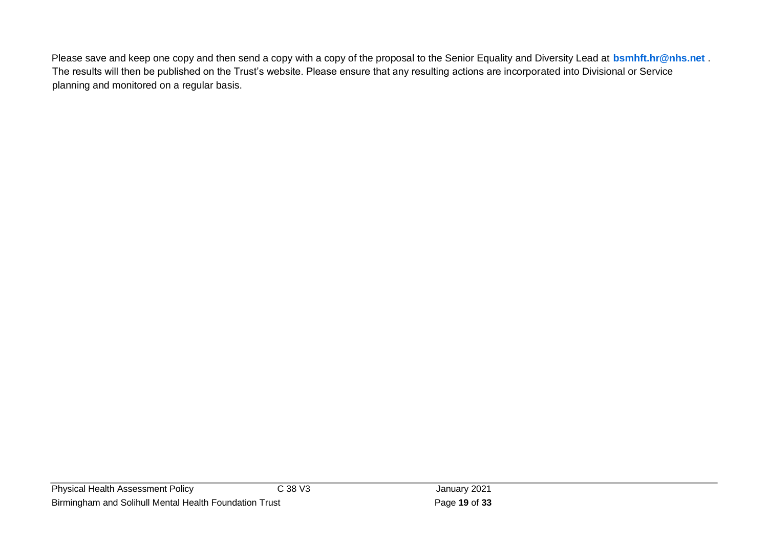Please save and keep one copy and then send a copy with a copy of the proposal to the Senior Equality and Diversity Lead at **bsmhft.hr@nhs.net** . The results will then be published on the Trust's website. Please ensure that any resulting actions are incorporated into Divisional or Service planning and monitored on a regular basis.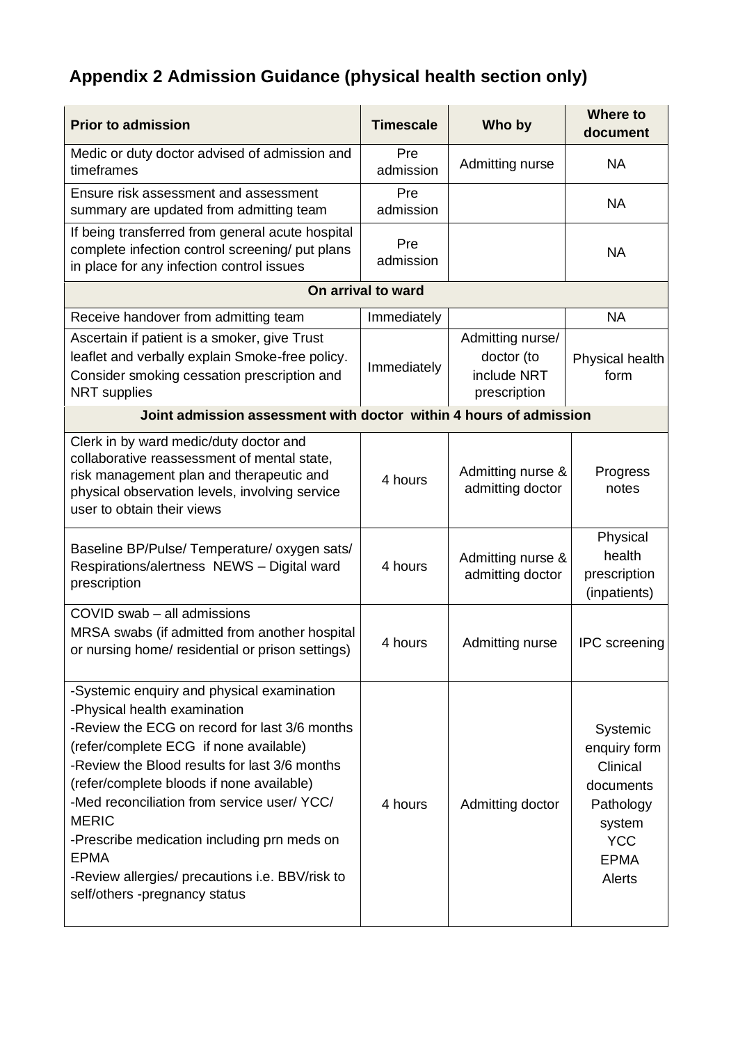## Appendix 2 Admission Guidance (physical health section only)

| Prior to admission | Timescale | Who by | Where to document |
|---|---|---|---|
| Medic or duty doctor advised of admission and timeframes | Pre admission | Admitting nurse | NA |
| Ensure risk assessment and assessment summary are updated from admitting team | Pre admission | | NA |
| If being transferred from general acute hospital complete infection control screening/ put plans in place for any infection control issues | Pre admission | | NA |
| **On arrival to ward** | | | |
| Receive handover from admitting team | Immediately | | NA |
| Ascertain if patient is a smoker, give Trust leaflet and verbally explain Smoke-free policy. Consider smoking cessation prescription and NRT supplies | Immediately | Admitting nurse/ doctor (to include NRT prescription | Physical health form |
| **Joint admission assessment with doctor within 4 hours of admission** | | | |
| Clerk in by ward medic/duty doctor and collaborative reassessment of mental state, risk management plan and therapeutic and physical observation levels, involving service user to obtain their views | 4 hours | Admitting nurse & admitting doctor | Progress notes |
| Baseline BP/Pulse/ Temperature/ oxygen sats/ Respirations/alertness NEWS – Digital ward prescription | 4 hours | Admitting nurse & admitting doctor | Physical health prescription (inpatients) |
| COVID swab – all admissions<br>MRSA swabs (if admitted from another hospital or nursing home/ residential or prison settings) | 4 hours | Admitting nurse | IPC screening |
| -Systemic enquiry and physical examination<br>-Physical health examination<br>-Review the ECG on record for last 3/6 months (refer/complete ECG if none available)<br>-Review the Blood results for last 3/6 months (refer/complete bloods if none available)<br>-Med reconciliation from service user/ YCC/ MERIC<br>-Prescribe medication including prn meds on EPMA<br>-Review allergies/ precautions i.e. BBV/risk to self/others -pregnancy status | 4 hours | Admitting doctor | Systemic enquiry form<br>Clinical documents<br>Pathology system<br>YCC<br>EPMA<br>Alerts |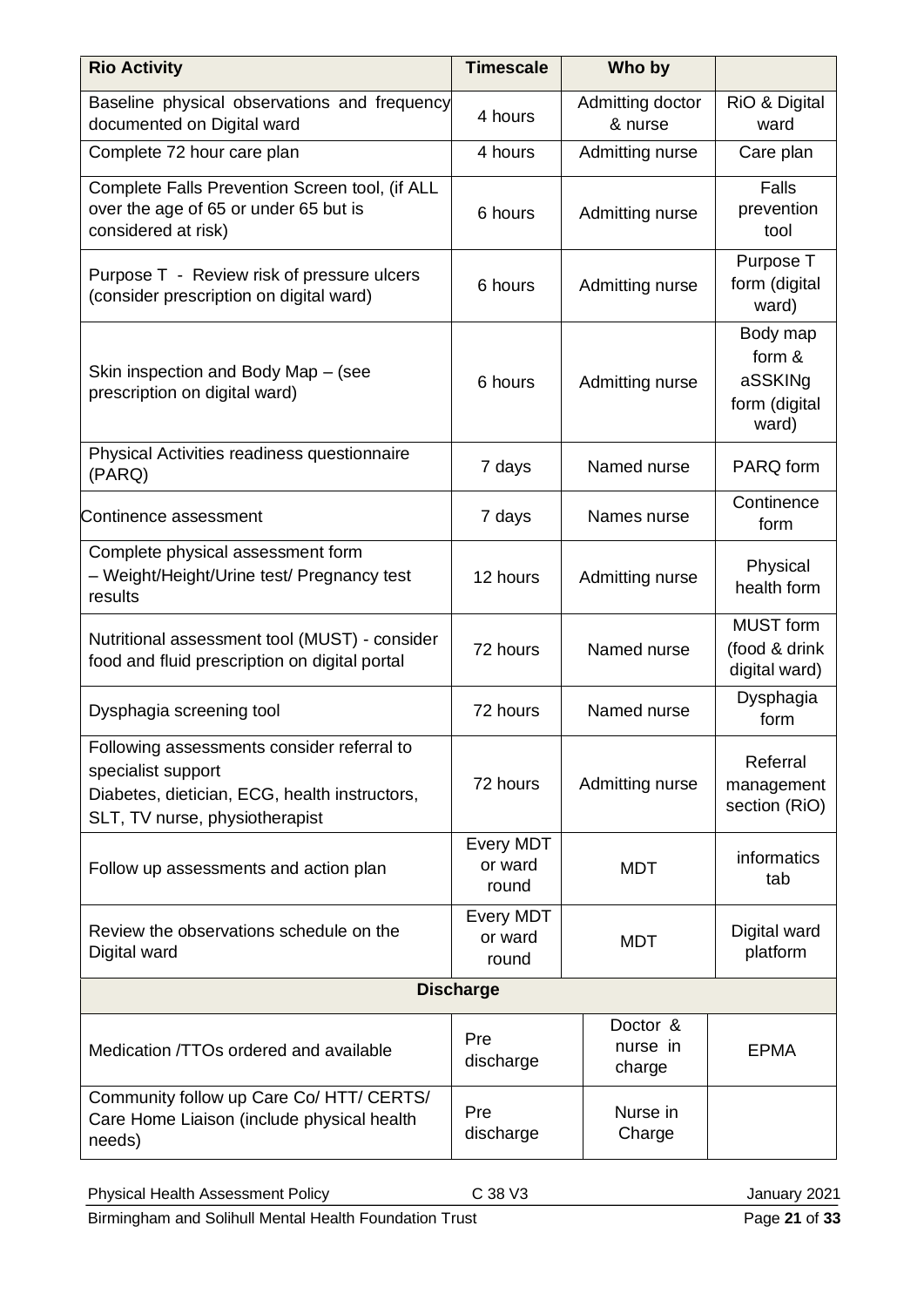| Rio Activity | Timescale | Who by | |
|---|---|---|---|
| Baseline physical observations and frequency documented on Digital ward | 4 hours | Admitting doctor & nurse | RiO & Digital ward |
| Complete 72 hour care plan | 4 hours | Admitting nurse | Care plan |
| Complete Falls Prevention Screen tool, (if ALL over the age of 65 or under 65 but is considered at risk) | 6 hours | Admitting nurse | Falls prevention tool |
| Purpose T - Review risk of pressure ulcers (consider prescription on digital ward) | 6 hours | Admitting nurse | Purpose T form (digital ward) |
| Skin inspection and Body Map – (see prescription on digital ward) | 6 hours | Admitting nurse | Body map form & aSSKINg form (digital ward) |
| Physical Activities readiness questionnaire (PARQ) | 7 days | Named nurse | PARQ form |
| Continence assessment | 7 days | Names nurse | Continence form |
| Complete physical assessment form – Weight/Height/Urine test/ Pregnancy test results | 12 hours | Admitting nurse | Physical health form |
| Nutritional assessment tool (MUST) - consider food and fluid prescription on digital portal | 72 hours | Named nurse | MUST form (food & drink digital ward) |
| Dysphagia screening tool | 72 hours | Named nurse | Dysphagia form |
| Following assessments consider referral to specialist support Diabetes, dietician, ECG, health instructors, SLT, TV nurse, physiotherapist | 72 hours | Admitting nurse | Referral management section (RiO) |
| Follow up assessments and action plan | Every MDT or ward round | MDT | informatics tab |
| Review the observations schedule on the Digital ward | Every MDT or ward round | MDT | Digital ward platform |
| **Discharge** | | | |
| Medication /TTOs ordered and available | Pre discharge | Doctor & nurse in charge | EPMA |
| Community follow up Care Co/ HTT/ CERTS/ Care Home Liaison (include physical health needs) | Pre discharge | Nurse in Charge | |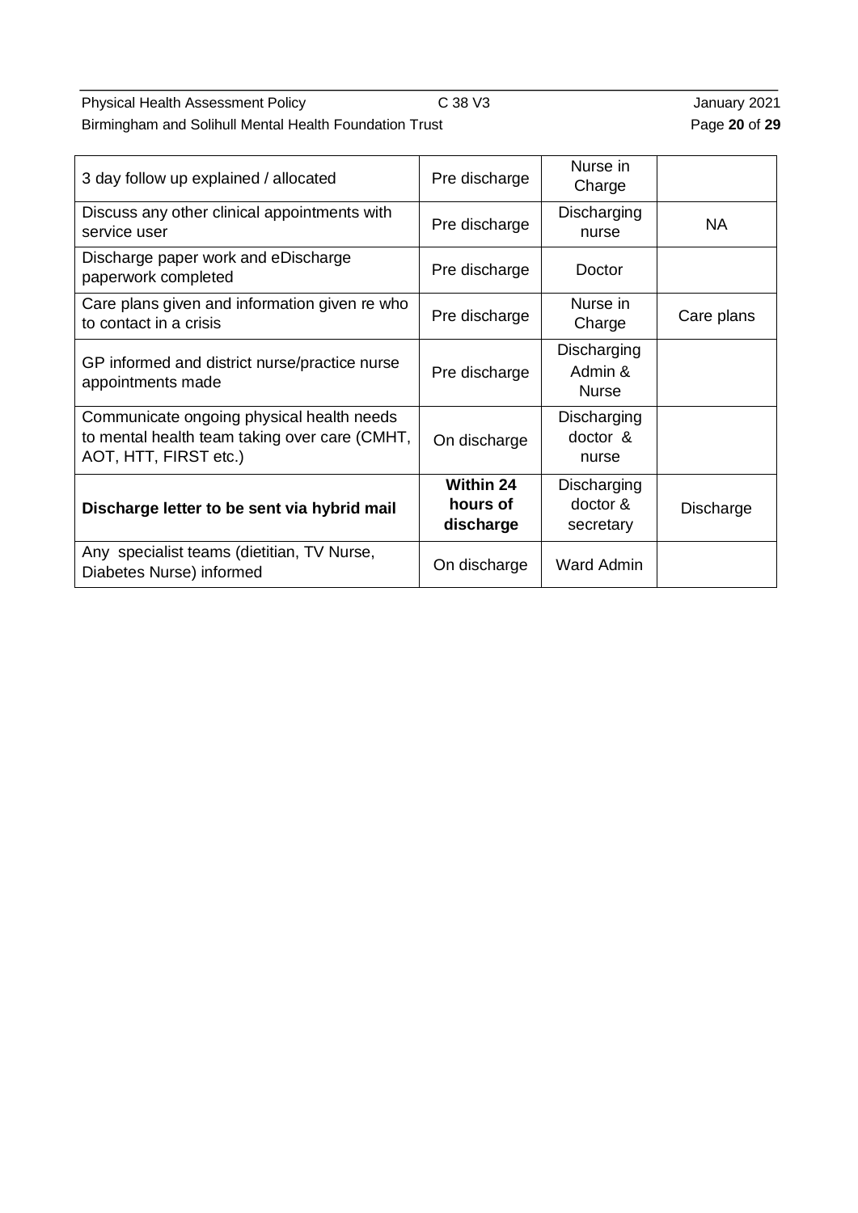| | | | |
|---|---|---|---|
| 3 day follow up explained / allocated | Pre discharge | Nurse in Charge | |
| Discuss any other clinical appointments with service user | Pre discharge | Discharging nurse | NA |
| Discharge paper work and eDischarge paperwork completed | Pre discharge | Doctor | |
| Care plans given and information given re who to contact in a crisis | Pre discharge | Nurse in Charge | Care plans |
| GP informed and district nurse/practice nurse appointments made | Pre discharge | Discharging Admin & Nurse | |
| Communicate ongoing physical health needs to mental health team taking over care (CMHT, AOT, HTT, FIRST etc.) | On discharge | Discharging doctor & nurse | |
| **Discharge letter to be sent via hybrid mail** | **Within 24 hours of discharge** | Discharging doctor & secretary | Discharge |
| Any specialist teams (dietitian, TV Nurse, Diabetes Nurse) informed | On discharge | Ward Admin | |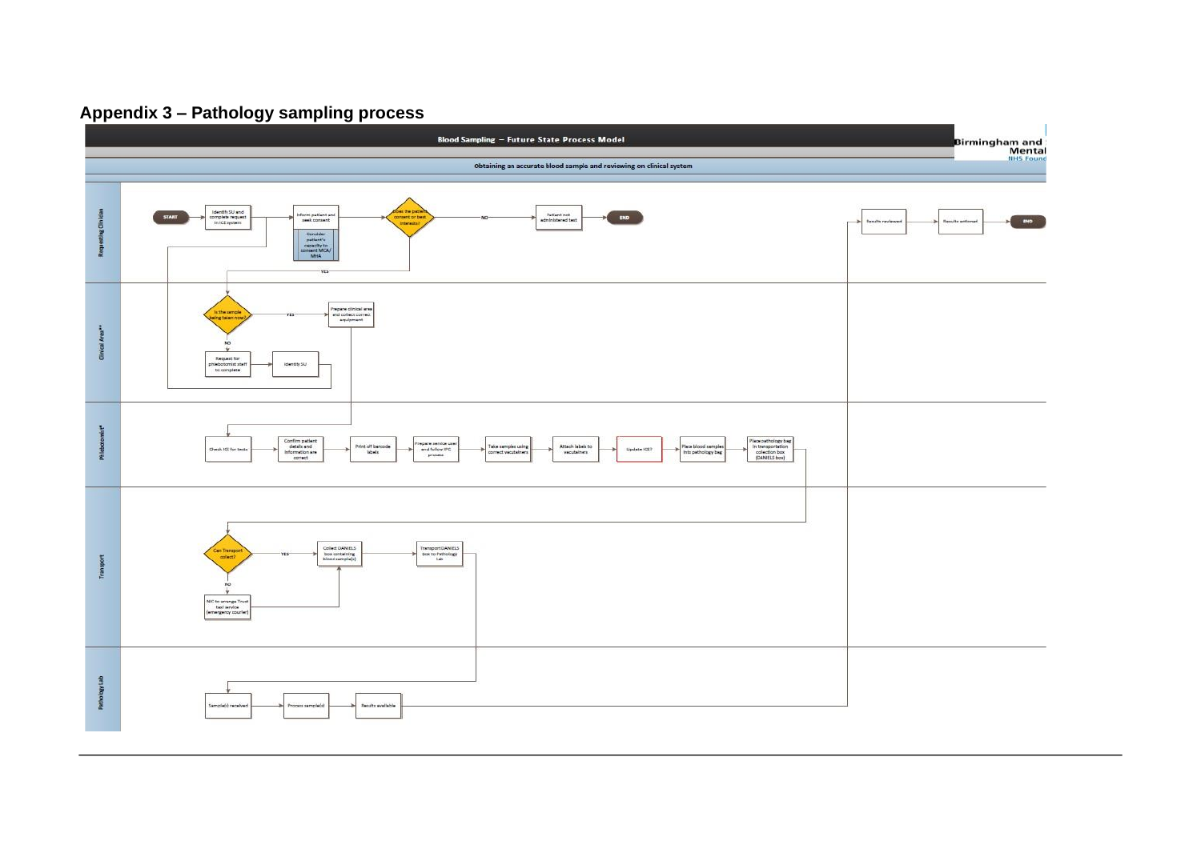## Appendix 3 – Pathology sampling process

**Blood Sampling – Future State Process Model**

Birmingham and Solihull Mental Health NHS Foundation Trust

Obtaining an accurate blood sample and reviewing on clinical system

**Requesting Clinician**

- START → Identify SU and complete request in ICE system → Inform patient and seek consent (Consider patient's capacity to consent MCA/ MHA) → Does the patient consent or best interests?
  - NO → Patient not administered test → END
  - YES → Is the sample being taken now? (Clinical Area)
- Results reviewed → Results actioned → END

**Clinical Area****

- Is the sample being taken now?
  - YES → Prepare clinical area and collect correct equipment → Check ICE for tests (Phlebotomist)
  - NO → Request for phlebotomist staff to complete → Identify SU → Check ICE for tests (Phlebotomist)

**Phlebotomist***

- Check ICE for tests → Confirm patient details and information are correct → Print off barcode labels → Prepare service user and follow IPC process → Take samples using correct vacutainers → Attach labels to vacutainers → Update ICE? → Place blood samples into pathology bag → Place pathology bag in transportation collection box (DANIELS box) → Can Transport collect? (Transport)

**Transport**

- Can Transport collect?
  - YES → Collect DANIELS box containing blood sample(s) → Transport DANIELS box to Pathology Lab
  - NO → NIC to arrange Trust taxi service (emergency courier) → Collect DANIELS box containing blood sample(s)

**Pathology Lab**

- Sample(s) received → Process sample(s) → Results available → Results reviewed (Requesting Clinician)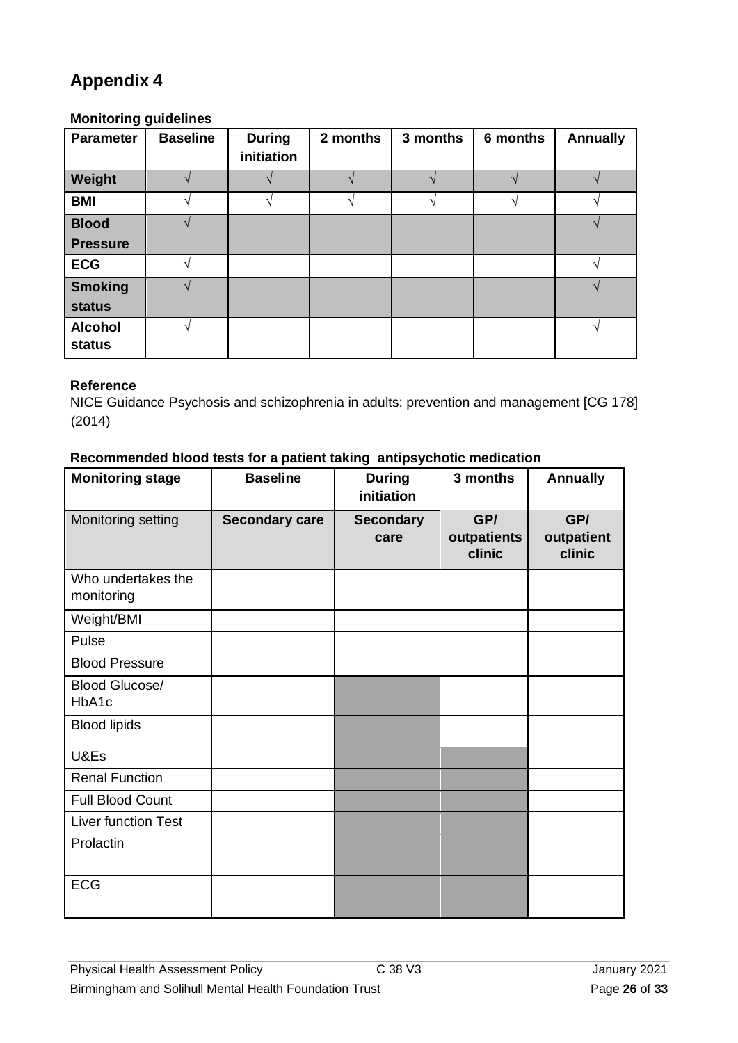# Appendix 4

**Monitoring guidelines**

| Parameter | Baseline | During initiation | 2 months | 3 months | 6 months | Annually |
|---|---|---|---|---|---|---|
| **Weight** | √ | √ | √ | √ | √ | √ |
| **BMI** | √ | √ | √ | √ | √ | √ |
| **Blood Pressure** | √ | | | | | √ |
| **ECG** | √ | | | | | √ |
| **Smoking status** | √ | | | | | √ |
| **Alcohol status** | √ | | | | | √ |

**Reference**

NICE Guidance Psychosis and schizophrenia in adults: prevention and management [CG 178] (2014)

**Recommended blood tests for a patient taking antipsychotic medication**

| Monitoring stage | Baseline | During initiation | 3 months | Annually |
|---|---|---|---|---|
| Monitoring setting | **Secondary care** | **Secondary care** | **GP/ outpatients clinic** | **GP/ outpatient clinic** |
| Who undertakes the monitoring | | | | |
| Weight/BMI | | | | |
| Pulse | | | | |
| Blood Pressure | | | | |
| Blood Glucose/ HbA1c | | | | |
| Blood lipids | | | | |
| U&Es | | | | |
| Renal Function | | | | |
| Full Blood Count | | | | |
| Liver function Test | | | | |
| Prolactin | | | | |
| ECG | | | | |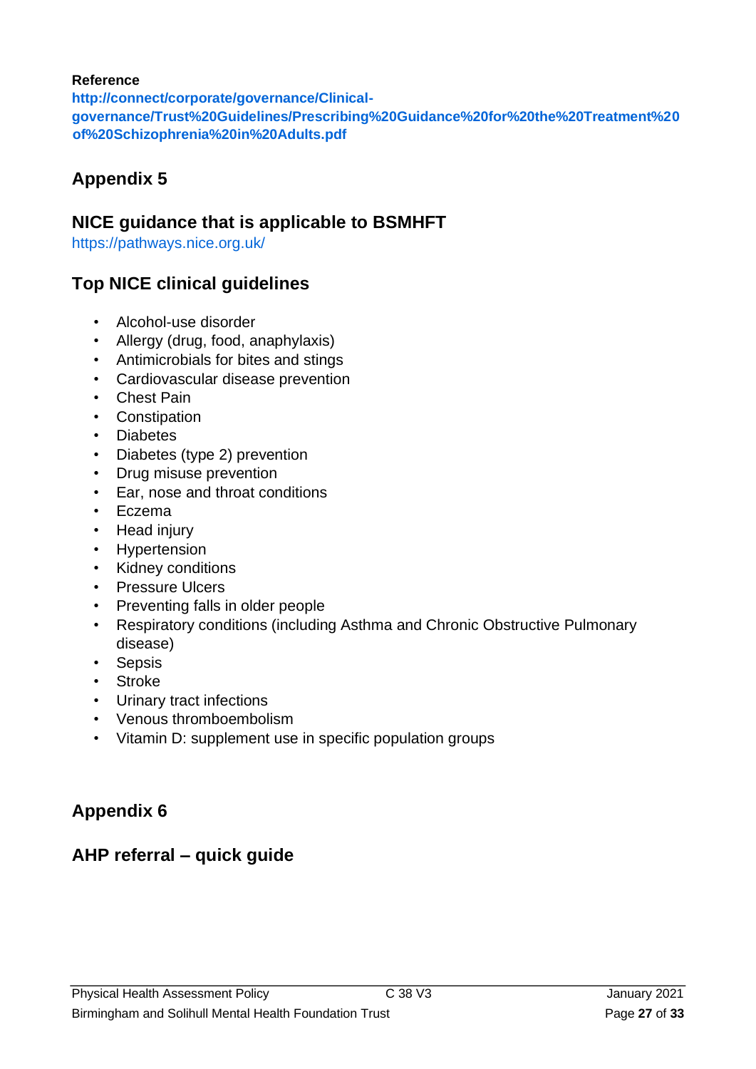**Reference**
**http://connect/corporate/governance/Clinical-governance/Trust%20Guidelines/Prescribing%20Guidance%20for%20the%20Treatment%20of%20Schizophrenia%20in%20Adults.pdf**

## Appendix 5

### NICE guidance that is applicable to BSMHFT

https://pathways.nice.org.uk/

### Top NICE clinical guidelines

- Alcohol-use disorder
- Allergy (drug, food, anaphylaxis)
- Antimicrobials for bites and stings
- Cardiovascular disease prevention
- Chest Pain
- Constipation
- Diabetes
- Diabetes (type 2) prevention
- Drug misuse prevention
- Ear, nose and throat conditions
- Eczema
- Head injury
- Hypertension
- Kidney conditions
- Pressure Ulcers
- Preventing falls in older people
- Respiratory conditions (including Asthma and Chronic Obstructive Pulmonary disease)
- Sepsis
- Stroke
- Urinary tract infections
- Venous thromboembolism
- Vitamin D: supplement use in specific population groups

## Appendix 6

### AHP referral – quick guide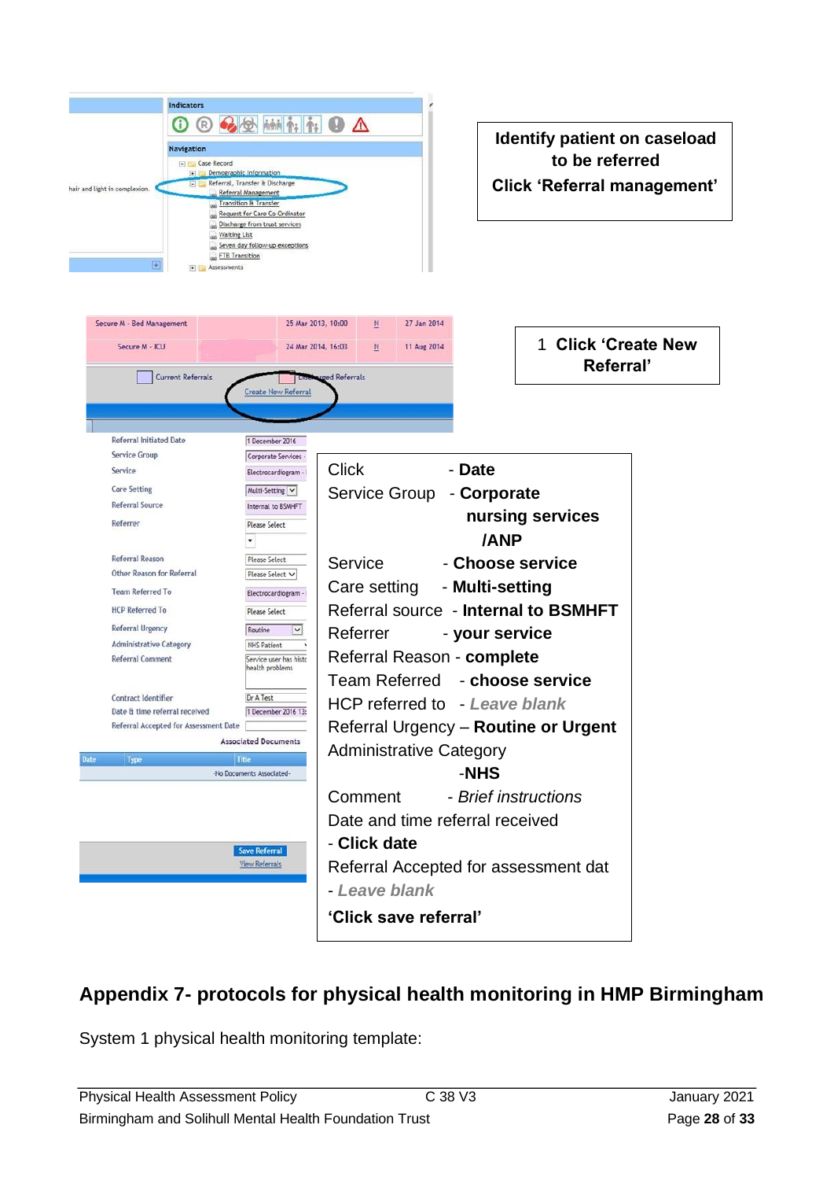Identify patient on caseload to be referred

Click 'Referral management'

1 Click 'Create New Referral'

Click - **Date**
Service Group - **Corporate nursing services /ANP**
Service - **Choose service**
Care setting - **Multi-setting**
Referral source - **Internal to BSMHFT**
Referrer - **your service**
Referral Reason - **complete**
Team Referred - **choose service**
HCP referred to - ***Leave blank***
Referral Urgency – **Routine or Urgent**
Administrative Category -**NHS**
Comment - *Brief instructions*
Date and time referral received - **Click date**
Referral Accepted for assessment dat - ***Leave blank***
**'Click save referral'**

## Appendix 7- protocols for physical health monitoring in HMP Birmingham

System 1 physical health monitoring template: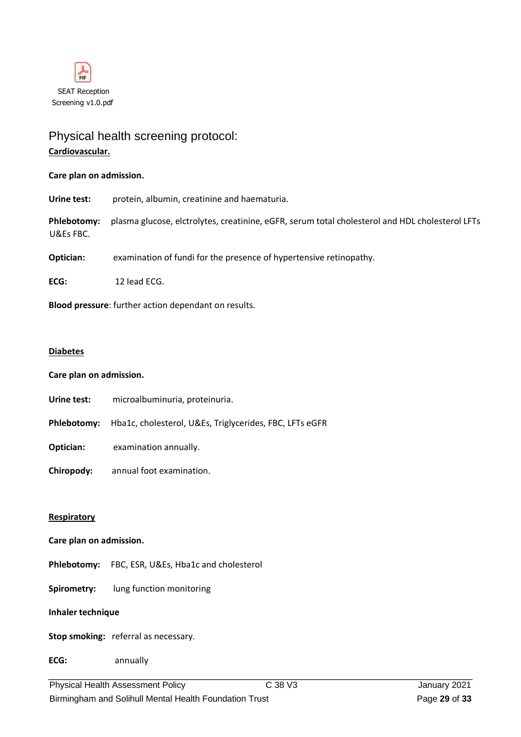SEAT Reception Screening v1.0.pdf

## Physical health screening protocol:

**Cardiovascular.**

**Care plan on admission.**

**Urine test:** protein, albumin, creatinine and haematuria.

**Phlebotomy:** plasma glucose, elctrolytes, creatinine, eGFR, serum total cholesterol and HDL cholesterol LFTs U&Es FBC.

**Optician:** examination of fundi for the presence of hypertensive retinopathy.

**ECG:** 12 lead ECG.

**Blood pressure**: further action dependant on results.

**Diabetes**

**Care plan on admission.**

**Urine test:** microalbuminuria, proteinuria.

**Phlebotomy:** Hba1c, cholesterol, U&Es, Triglycerides, FBC, LFTs eGFR

**Optician:** examination annually.

**Chiropody:** annual foot examination.

**Respiratory**

**Care plan on admission.**

**Phlebotomy:** FBC, ESR, U&Es, Hba1c and cholesterol

**Spirometry:** lung function monitoring

**Inhaler technique**

**Stop smoking:** referral as necessary.

**ECG:** annually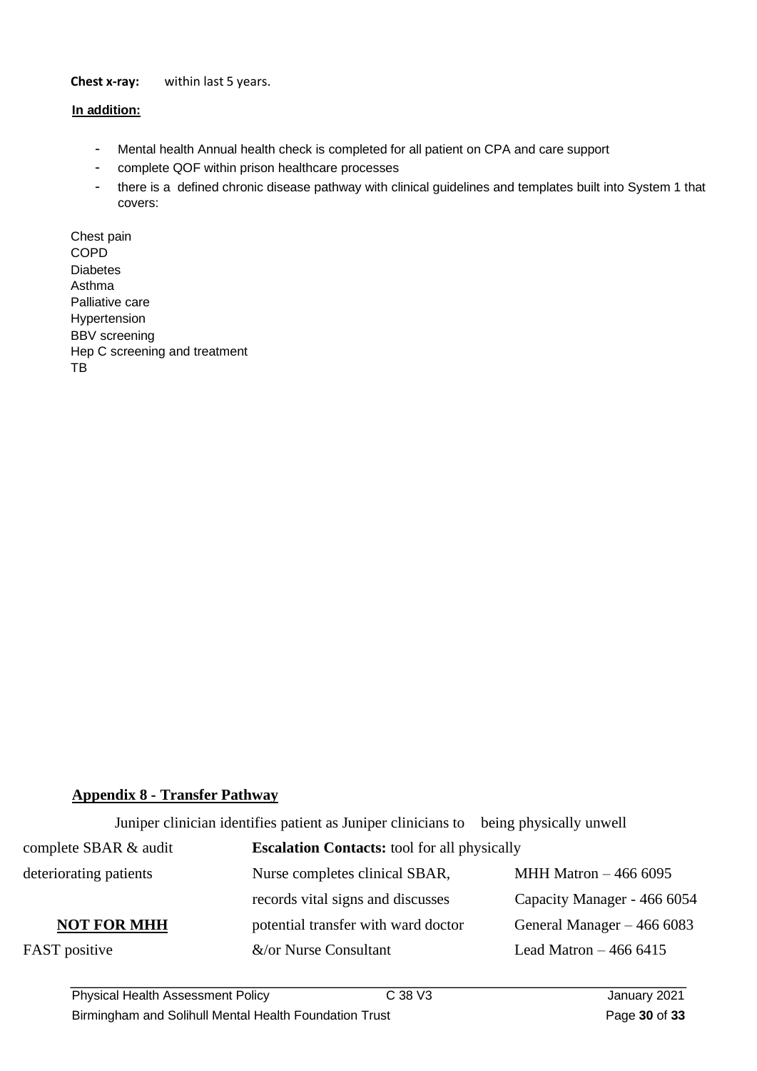**Chest x-ray:** within last 5 years.

**In addition:**

- Mental health Annual health check is completed for all patient on CPA and care support
- complete QOF within prison healthcare processes
- there is a defined chronic disease pathway with clinical guidelines and templates built into System 1 that covers:

Chest pain
COPD
Diabetes
Asthma
Palliative care
Hypertension
BBV screening
Hep C screening and treatment
TB

## Appendix 8 - Transfer Pathway

Juniper clinician identifies patient as Juniper clinicians to being physically unwell

complete SBAR & audit **Escalation Contacts:** tool for all physically

deteriorating patients Nurse completes clinical SBAR, MHH Matron – 466 6095

records vital signs and discusses Capacity Manager - 466 6054

**NOT FOR MHH** potential transfer with ward doctor General Manager – 466 6083

FAST positive &/or Nurse Consultant Lead Matron – 466 6415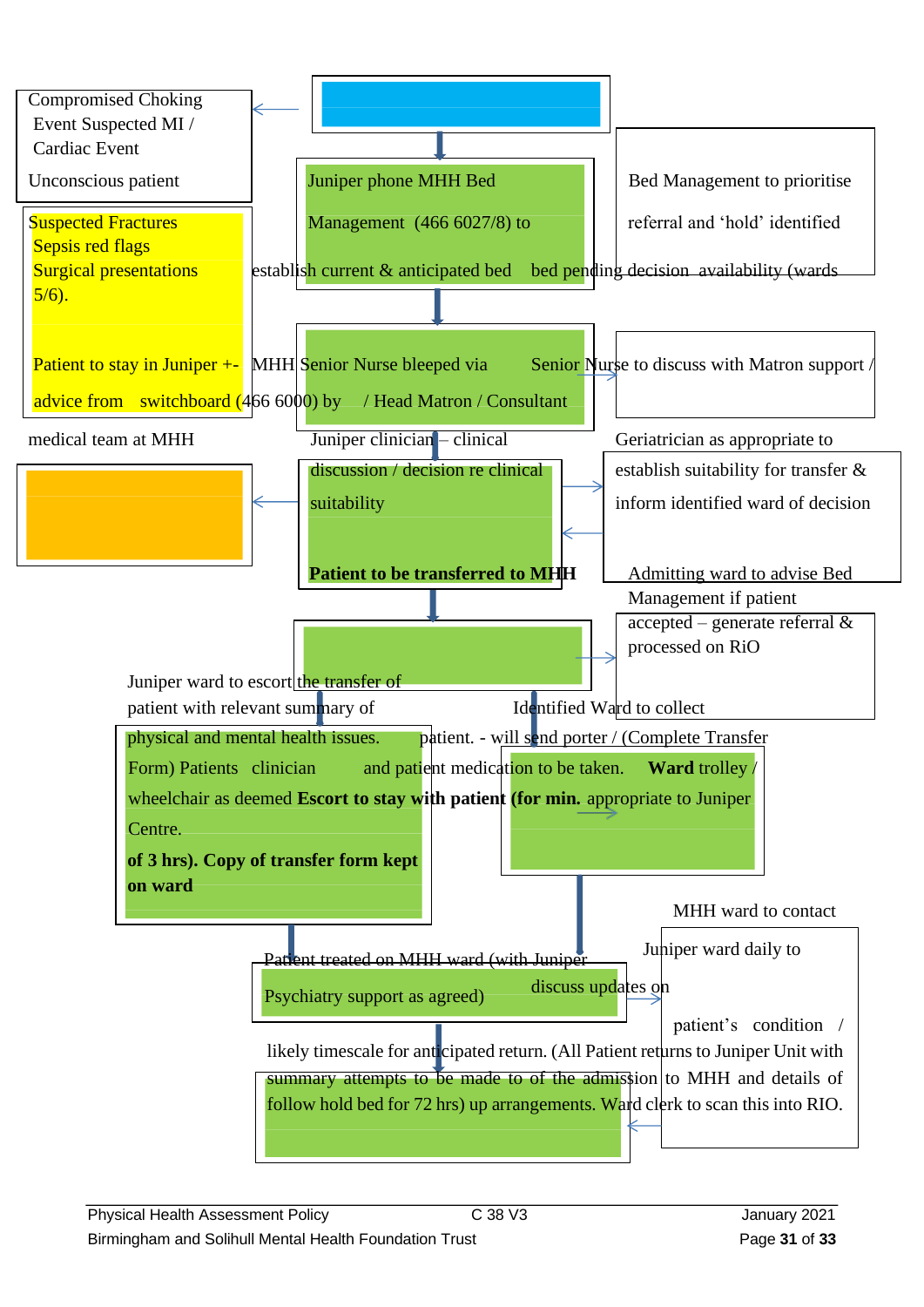Compromised Choking Event Suspected MI / Cardiac Event

Unconscious patient

Suspected Fractures
Sepsis red flags
Surgical presentations

Patient to stay in Juniper +- advice from medical team at MHH

Juniper phone MHH Bed Management (466 6027/8) to establish current & anticipated bed availability (wards 5/6).

Bed Management to prioritise referral and 'hold' identified bed pending decision

MHH Senior Nurse bleeped via switchboard (466 6000) by Juniper clinician – clinical discussion / decision re clinical suitability

Senior Nurse to discuss with Matron support / Head Matron / Consultant Geriatrician as appropriate to establish suitability for transfer & inform identified ward of decision

**Patient to be transferred to MHH**

Admitting ward to advise Bed Management if patient accepted – generate referral & processed on RiO

Juniper ward to escort the transfer of patient with relevant summary of physical and mental health issues. Patients clinician to stay with patient (for min. of 3 hrs). Copy of transfer form kept on ward

Identified Ward to collect patient. - will send porter / (Complete Transfer Form) and patient medication to be taken. **Ward** trolley / wheelchair as deemed **Escort** appropriate to Juniper Centre.

Patient treated on MHH ward (with Juniper Psychiatry support as agreed)

MHH ward to contact Juniper ward daily to discuss updates on patient's condition / likely timescale for anticipated return. (All Patient returns to Juniper Unit with summary of the admission to MHH and details of follow up arrangements. Ward clerk to scan this into RIO.

attempts to be made to hold bed for 72 hrs)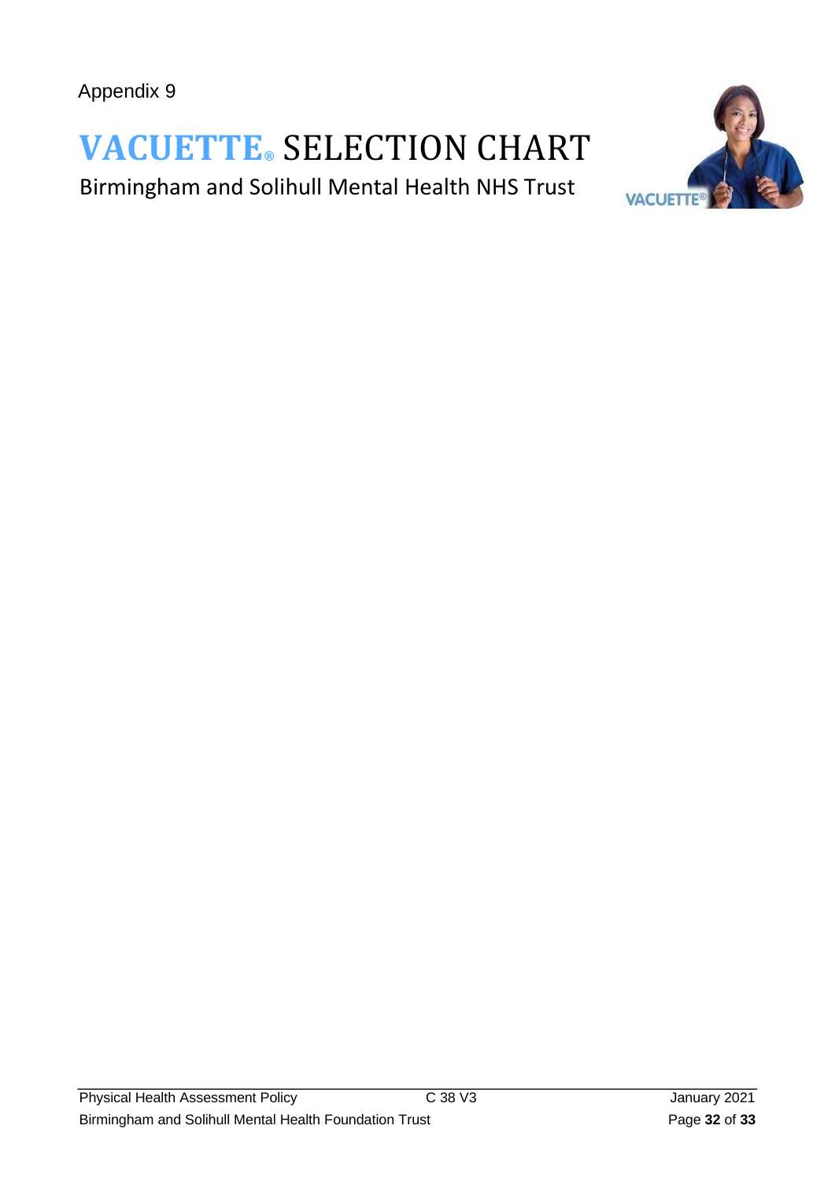Appendix 9

# VACUETTE® SELECTION CHART

Birmingham and Solihull Mental Health NHS Trust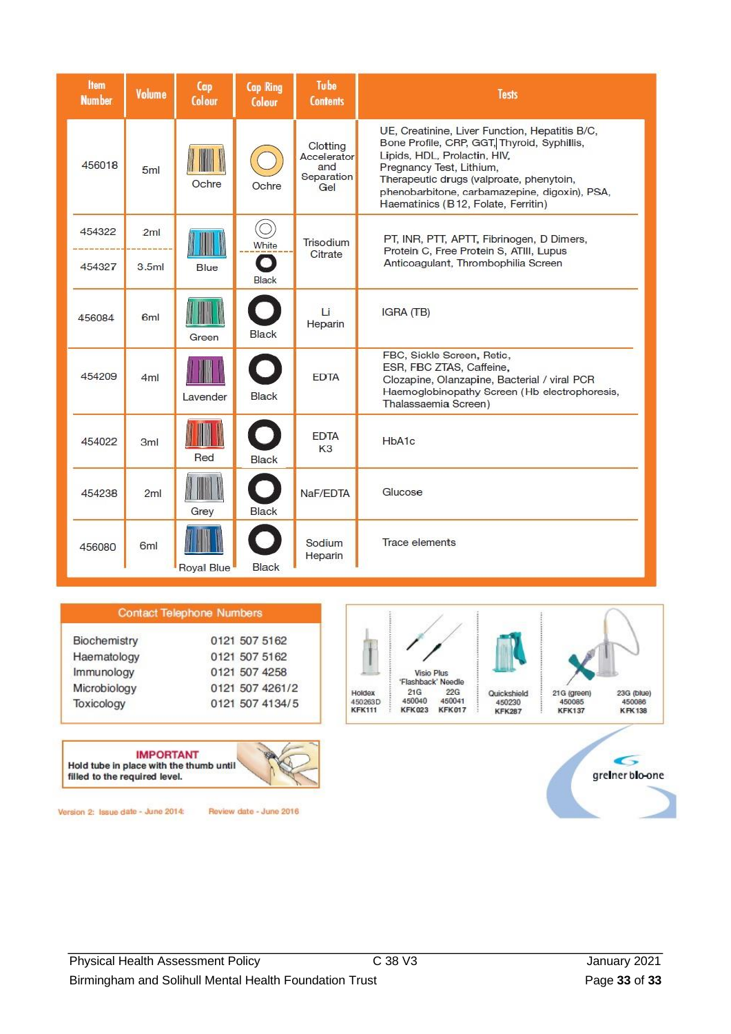| Item Number | Volume | Cap Colour | Cap Ring Colour | Tube Contents | Tests |
|---|---|---|---|---|---|
| 456018 | 5ml | Ochre | Ochre | Clotting Accelerator and Separation Gel | UE, Creatinine, Liver Function, Hepatitis B/C, Bone Profile, CRP, GGT, Thyroid, Syphillis, Lipids, HDL, Prolactin, HIV, Pregnancy Test, Lithium, Therapeutic drugs (valproate, phenytoin, phenobarbitone, carbamazepine, digoxin), PSA, Haematinics (B12, Folate, Ferritin) |
| 454322 | 2ml | Blue | White | Trisodium Citrate | PT, INR, PTT, APTT, Fibrinogen, D Dimers, Protein C, Free Protein S, ATIII, Lupus Anticoagulant, Thrombophilia Screen |
| 454327 | 3.5ml | | Black | | |
| 456084 | 6ml | Green | Black | Li Heparin | IGRA (TB) |
| 454209 | 4ml | Lavender | Black | EDTA | FBC, Sickle Screen, Retic, ESR, FBC ZTAS, Caffeine, Clozapine, Olanzapine, Bacterial / viral PCR Haemoglobinopathy Screen (Hb electrophoresis, Thalassaemia Screen) |
| 454022 | 3ml | Red | Black | EDTA K3 | HbA1c |
| 454238 | 2ml | Grey | Black | NaF/EDTA | Glucose |
| 456080 | 6ml | Royal Blue | Black | Sodium Heparin | Trace elements |

| Contact Telephone Numbers | |
|---|---|
| Biochemistry | 0121 507 5162 |
| Haematology | 0121 507 5162 |
| Immunology | 0121 507 4258 |
| Microbiology | 0121 507 4261/2 |
| Toxicology | 0121 507 4134/5 |

Holdex 450263D KFK111

Visio Plus 'Flashback' Needle
21G 450040 KFK023
22G 450041 KFK017

Quickshield 450230 KFK287

21G (green) 450085 KFK137

23G (blue) 450086 KFK138

**IMPORTANT**
**Hold tube in place with the thumb until filled to the required level.**

greiner bio-one

Version 2: Issue date - June 2014 Review date - June 2016